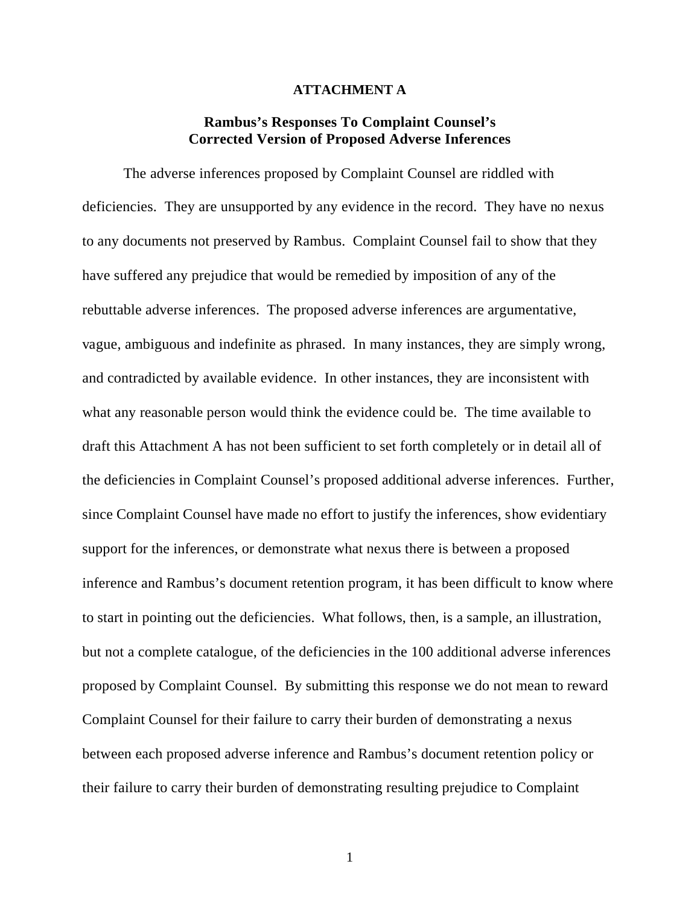**ATTACHMENT A**

**Rambus's Responses To Complaint Counsel's Corrected Version of Proposed Adverse Inferences**

The adverse inferences proposed by Complaint Counsel are riddled with deficiencies. They are unsupported by any evidence in the record. They have no nexus to any documents not preserved by Rambus. Complaint Counsel fail to show that they have suffered any prejudice that would be remedied by imposition of any of the rebuttable adverse inferences. The proposed adverse inferences are argumentative, vague, ambiguous and indefinite as phrased. In many instances, they are simply wrong, and contradicted by available evidence. In other instances, they are inconsistent with what any reasonable person would think the evidence could be. The time available to draft this Attachment A has not been sufficient to set forth completely or in detail all of the deficiencies in Complaint Counsel's proposed additional adverse inferences. Further, since Complaint Counsel have made no effort to justify the inferences, show evidentiary support for the inferences, or demonstrate what nexus there is between a proposed inference and Rambus's document retention program, it has been difficult to know where to start in pointing out the deficiencies. What follows, then, is a sample, an illustration, but not a complete catalogue, of the deficiencies in the 100 additional adverse inferences proposed by Complaint Counsel. By submitting this response we do not mean to reward Complaint Counsel for their failure to carry their burden of demonstrating a nexus between each proposed adverse inference and Rambus's document retention policy or their failure to carry their burden of demonstrating resulting prejudice to Complaint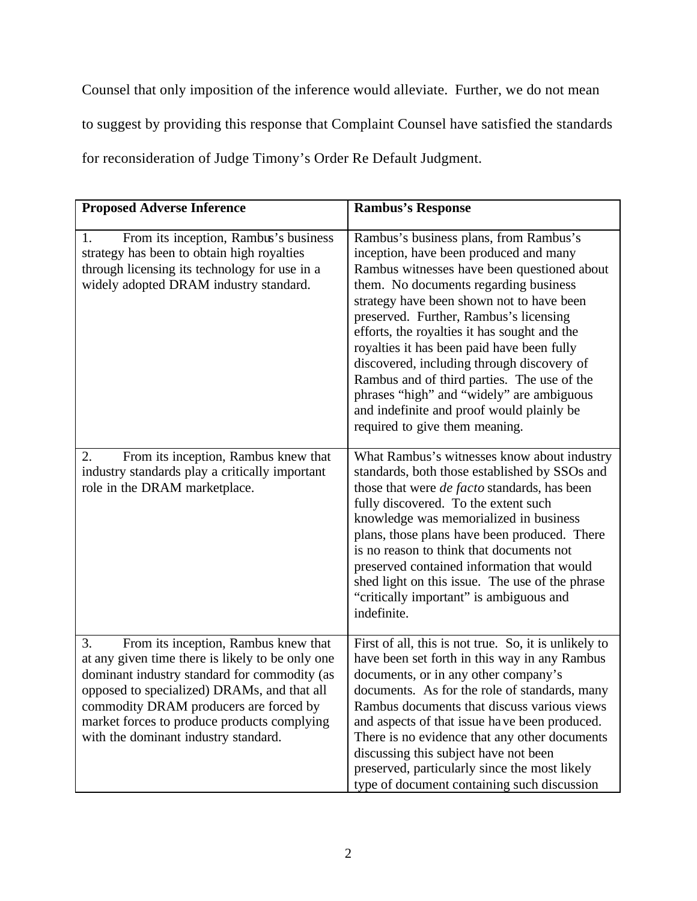Counsel that only imposition of the inference would alleviate. Further, we do not mean to suggest by providing this response that Complaint Counsel have satisfied the standards for reconsideration of Judge Timony's Order Re Default Judgment.

| Proposed Adverse Inference | Rambus's Response |
|---|---|
| 1. From its inception, Rambus's business strategy has been to obtain high royalties through licensing its technology for use in a widely adopted DRAM industry standard. | Rambus's business plans, from Rambus's inception, have been produced and many Rambus witnesses have been questioned about them. No documents regarding business strategy have been shown not to have been preserved. Further, Rambus's licensing efforts, the royalties it has sought and the royalties it has been paid have been fully discovered, including through discovery of Rambus and of third parties. The use of the phrases "high" and "widely" are ambiguous and indefinite and proof would plainly be required to give them meaning. |
| 2. From its inception, Rambus knew that industry standards play a critically important role in the DRAM marketplace. | What Rambus's witnesses know about industry standards, both those established by SSOs and those that were *de facto* standards, has been fully discovered. To the extent such knowledge was memorialized in business plans, those plans have been produced. There is no reason to think that documents not preserved contained information that would shed light on this issue. The use of the phrase "critically important" is ambiguous and indefinite. |
| 3. From its inception, Rambus knew that at any given time there is likely to be only one dominant industry standard for commodity (as opposed to specialized) DRAMs, and that all commodity DRAM producers are forced by market forces to produce products complying with the dominant industry standard. | First of all, this is not true. So, it is unlikely to have been set forth in this way in any Rambus documents, or in any other company's documents. As for the role of standards, many Rambus documents that discuss various views and aspects of that issue have been produced. There is no evidence that any other documents discussing this subject have not been preserved, particularly since the most likely type of document containing such discussion |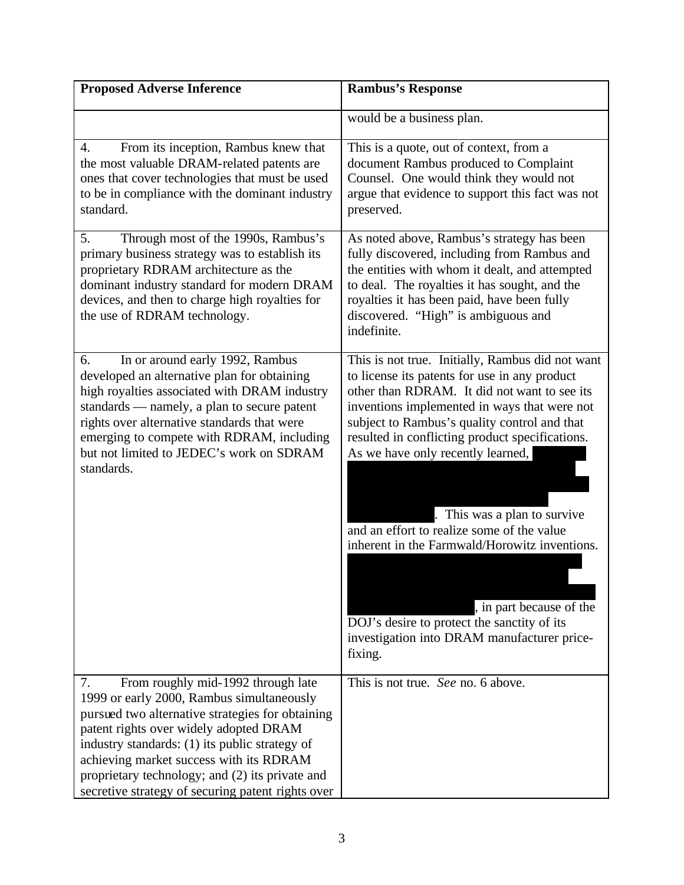| Proposed Adverse Inference | Rambus's Response |
|---|---|
| | would be a business plan. |
| 4. From its inception, Rambus knew that the most valuable DRAM-related patents are ones that cover technologies that must be used to be in compliance with the dominant industry standard. | This is a quote, out of context, from a document Rambus produced to Complaint Counsel. One would think they would not argue that evidence to support this fact was not preserved. |
| 5. Through most of the 1990s, Rambus's primary business strategy was to establish its proprietary RDRAM architecture as the dominant industry standard for modern DRAM devices, and then to charge high royalties for the use of RDRAM technology. | As noted above, Rambus's strategy has been fully discovered, including from Rambus and the entities with whom it dealt, and attempted to deal. The royalties it has sought, and the royalties it has been paid, have been fully discovered. "High" is ambiguous and indefinite. |
| 6. In or around early 1992, Rambus developed an alternative plan for obtaining high royalties associated with DRAM industry standards — namely, a plan to secure patent rights over alternative standards that were emerging to compete with RDRAM, including but not limited to JEDEC's work on SDRAM standards. | This is not true. Initially, Rambus did not want to license its patents for use in any product other than RDRAM. It did not want to see its inventions implemented in ways that were not subject to Rambus's quality control and that resulted in conflicting product specifications. As we have only recently learned, [REDACTED]. This was a plan to survive and an effort to realize some of the value inherent in the Farmwald/Horowitz inventions. [REDACTED], in part because of the DOJ's desire to protect the sanctity of its investigation into DRAM manufacturer price-fixing. |
| 7. From roughly mid-1992 through late 1999 or early 2000, Rambus simultaneously pursued two alternative strategies for obtaining patent rights over widely adopted DRAM industry standards: (1) its public strategy of achieving market success with its RDRAM proprietary technology; and (2) its private and secretive strategy of securing patent rights over | This is not true. *See* no. 6 above. |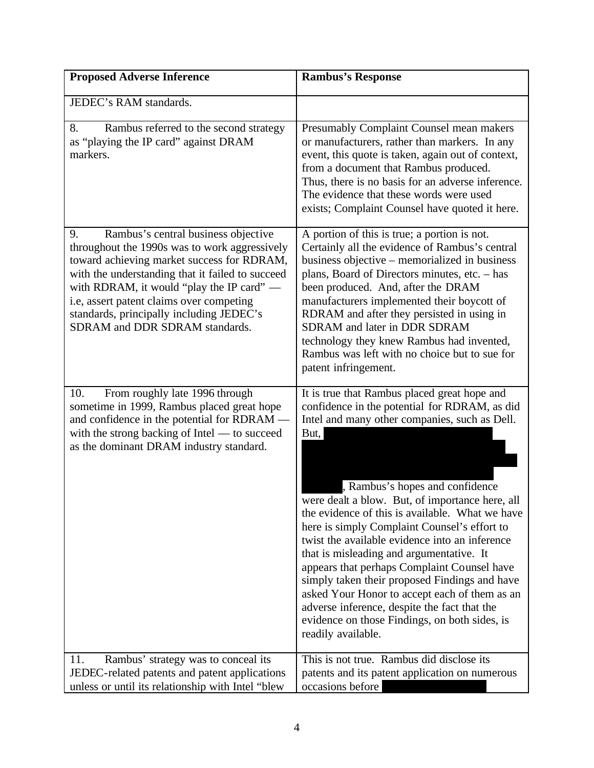| Proposed Adverse Inference | Rambus's Response |
|---|---|
| JEDEC's RAM standards. | |
| 8. Rambus referred to the second strategy as "playing the IP card" against DRAM markers. | Presumably Complaint Counsel mean makers or manufacturers, rather than markers. In any event, this quote is taken, again out of context, from a document that Rambus produced. Thus, there is no basis for an adverse inference. The evidence that these words were used exists; Complaint Counsel have quoted it here. |
| 9. Rambus's central business objective throughout the 1990s was to work aggressively toward achieving market success for RDRAM, with the understanding that it failed to succeed with RDRAM, it would "play the IP card" — i.e, assert patent claims over competing standards, principally including JEDEC's SDRAM and DDR SDRAM standards. | A portion of this is true; a portion is not. Certainly all the evidence of Rambus's central business objective – memorialized in business plans, Board of Directors minutes, etc. – has been produced. And, after the DRAM manufacturers implemented their boycott of RDRAM and after they persisted in using in SDRAM and later in DDR SDRAM technology they knew Rambus had invented, Rambus was left with no choice but to sue for patent infringement. |
| 10. From roughly late 1996 through sometime in 1999, Rambus placed great hope and confidence in the potential for RDRAM — with the strong backing of Intel — to succeed as the dominant DRAM industry standard. | It is true that Rambus placed great hope and confidence in the potential for RDRAM, as did Intel and many other companies, such as Dell. But, [REDACTED], Rambus's hopes and confidence were dealt a blow. But, of importance here, all the evidence of this is available. What we have here is simply Complaint Counsel's effort to twist the available evidence into an inference that is misleading and argumentative. It appears that perhaps Complaint Counsel have simply taken their proposed Findings and have asked Your Honor to accept each of them as an adverse inference, despite the fact that the evidence on those Findings, on both sides, is readily available. |
| 11. Rambus' strategy was to conceal its JEDEC-related patents and patent applications unless or until its relationship with Intel "blew | This is not true. Rambus did disclose its patents and its patent application on numerous occasions before [REDACTED] |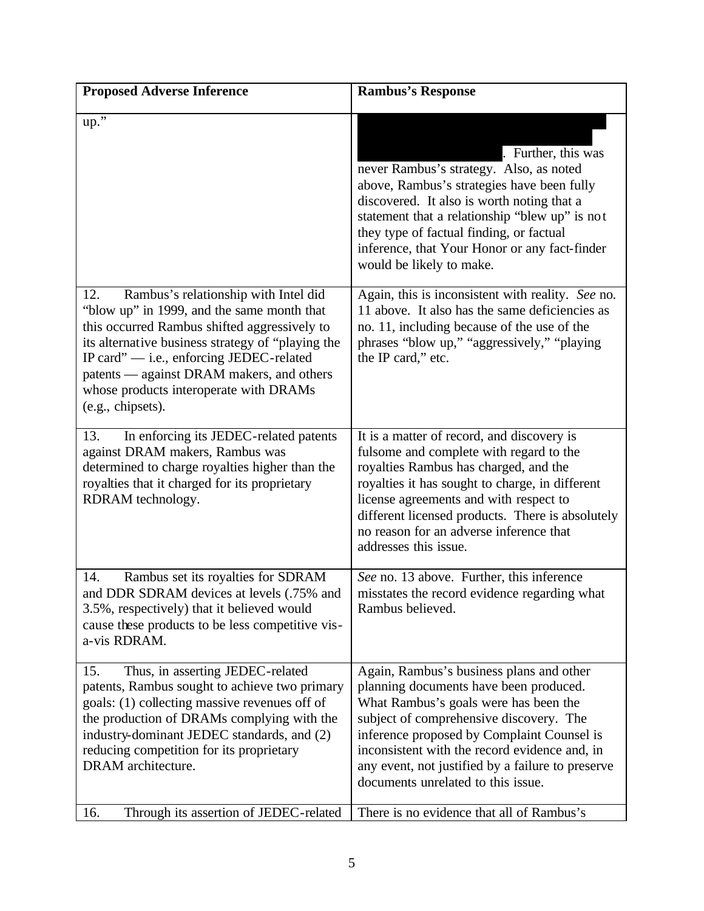| Proposed Adverse Inference | Rambus's Response |
|---|---|
| up." | . Further, this was never Rambus's strategy. Also, as noted above, Rambus's strategies have been fully discovered. It also is worth noting that a statement that a relationship "blew up" is not they type of factual finding, or factual inference, that Your Honor or any fact-finder would be likely to make. |
| 12. Rambus's relationship with Intel did "blow up" in 1999, and the same month that this occurred Rambus shifted aggressively to its alternative business strategy of "playing the IP card" — i.e., enforcing JEDEC-related patents — against DRAM makers, and others whose products interoperate with DRAMs (e.g., chipsets). | Again, this is inconsistent with reality. *See* no. 11 above. It also has the same deficiencies as no. 11, including because of the use of the phrases "blow up," "aggressively," "playing the IP card," etc. |
| 13. In enforcing its JEDEC-related patents against DRAM makers, Rambus was determined to charge royalties higher than the royalties that it charged for its proprietary RDRAM technology. | It is a matter of record, and discovery is fulsome and complete with regard to the royalties Rambus has charged, and the royalties it has sought to charge, in different license agreements and with respect to different licensed products. There is absolutely no reason for an adverse inference that addresses this issue. |
| 14. Rambus set its royalties for SDRAM and DDR SDRAM devices at levels (.75% and 3.5%, respectively) that it believed would cause these products to be less competitive vis-a-vis RDRAM. | *See* no. 13 above. Further, this inference misstates the record evidence regarding what Rambus believed. |
| 15. Thus, in asserting JEDEC-related patents, Rambus sought to achieve two primary goals: (1) collecting massive revenues off of the production of DRAMs complying with the industry-dominant JEDEC standards, and (2) reducing competition for its proprietary DRAM architecture. | Again, Rambus's business plans and other planning documents have been produced. What Rambus's goals were has been the subject of comprehensive discovery. The inference proposed by Complaint Counsel is inconsistent with the record evidence and, in any event, not justified by a failure to preserve documents unrelated to this issue. |
| 16. Through its assertion of JEDEC-related | There is no evidence that all of Rambus's |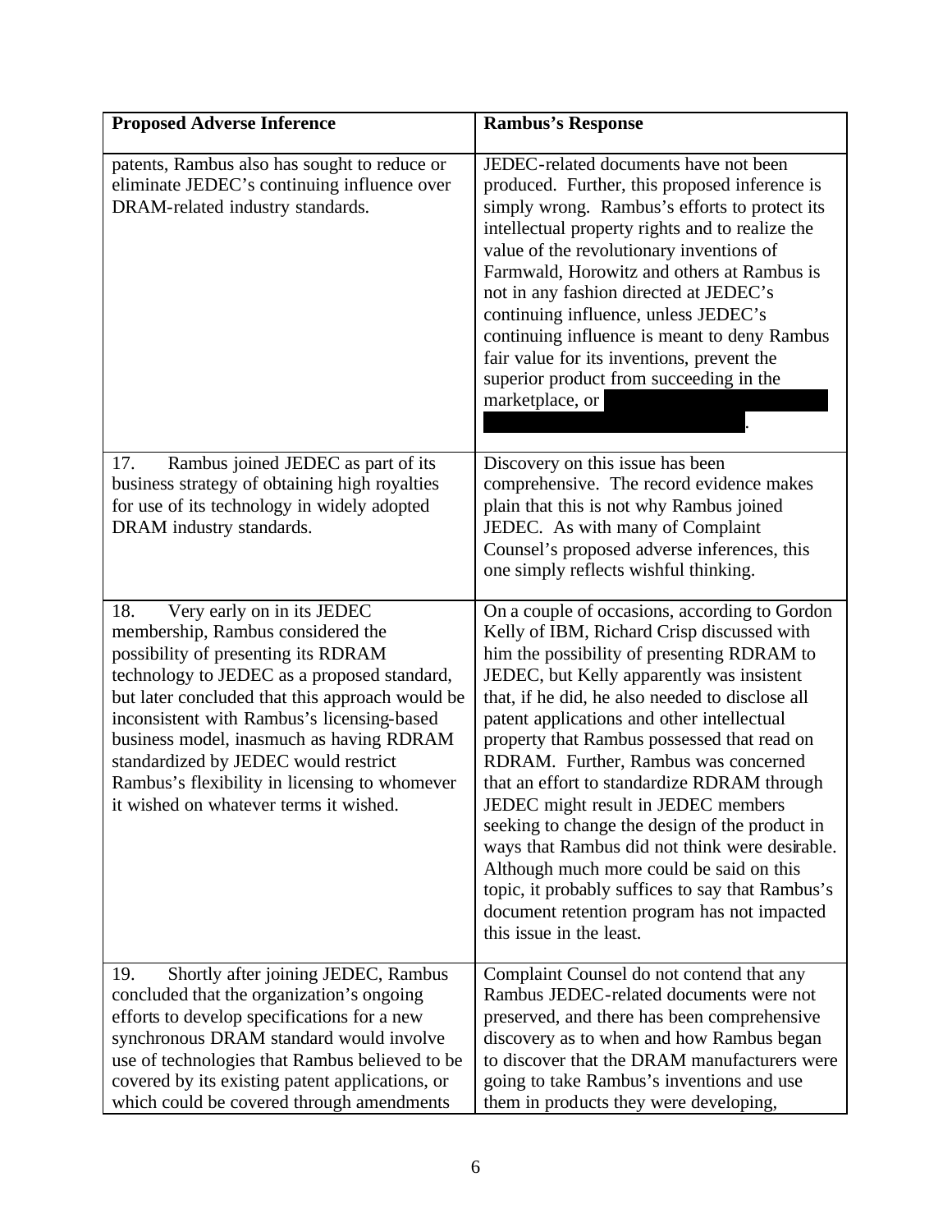| Proposed Adverse Inference | Rambus's Response |
|---|---|
| patents, Rambus also has sought to reduce or eliminate JEDEC's continuing influence over DRAM-related industry standards. | JEDEC-related documents have not been produced. Further, this proposed inference is simply wrong. Rambus's efforts to protect its intellectual property rights and to realize the value of the revolutionary inventions of Farmwald, Horowitz and others at Rambus is not in any fashion directed at JEDEC's continuing influence, unless JEDEC's continuing influence is meant to deny Rambus fair value for its inventions, prevent the superior product from succeeding in the marketplace, or [REDACTED]. |
| 17. Rambus joined JEDEC as part of its business strategy of obtaining high royalties for use of its technology in widely adopted DRAM industry standards. | Discovery on this issue has been comprehensive. The record evidence makes plain that this is not why Rambus joined JEDEC. As with many of Complaint Counsel's proposed adverse inferences, this one simply reflects wishful thinking. |
| 18. Very early on in its JEDEC membership, Rambus considered the possibility of presenting its RDRAM technology to JEDEC as a proposed standard, but later concluded that this approach would be inconsistent with Rambus's licensing-based business model, inasmuch as having RDRAM standardized by JEDEC would restrict Rambus's flexibility in licensing to whomever it wished on whatever terms it wished. | On a couple of occasions, according to Gordon Kelly of IBM, Richard Crisp discussed with him the possibility of presenting RDRAM to JEDEC, but Kelly apparently was insistent that, if he did, he also needed to disclose all patent applications and other intellectual property that Rambus possessed that read on RDRAM. Further, Rambus was concerned that an effort to standardize RDRAM through JEDEC might result in JEDEC members seeking to change the design of the product in ways that Rambus did not think were desirable. Although much more could be said on this topic, it probably suffices to say that Rambus's document retention program has not impacted this issue in the least. |
| 19. Shortly after joining JEDEC, Rambus concluded that the organization's ongoing efforts to develop specifications for a new synchronous DRAM standard would involve use of technologies that Rambus believed to be covered by its existing patent applications, or which could be covered through amendments | Complaint Counsel do not contend that any Rambus JEDEC-related documents were not preserved, and there has been comprehensive discovery as to when and how Rambus began to discover that the DRAM manufacturers were going to take Rambus's inventions and use them in products they were developing, |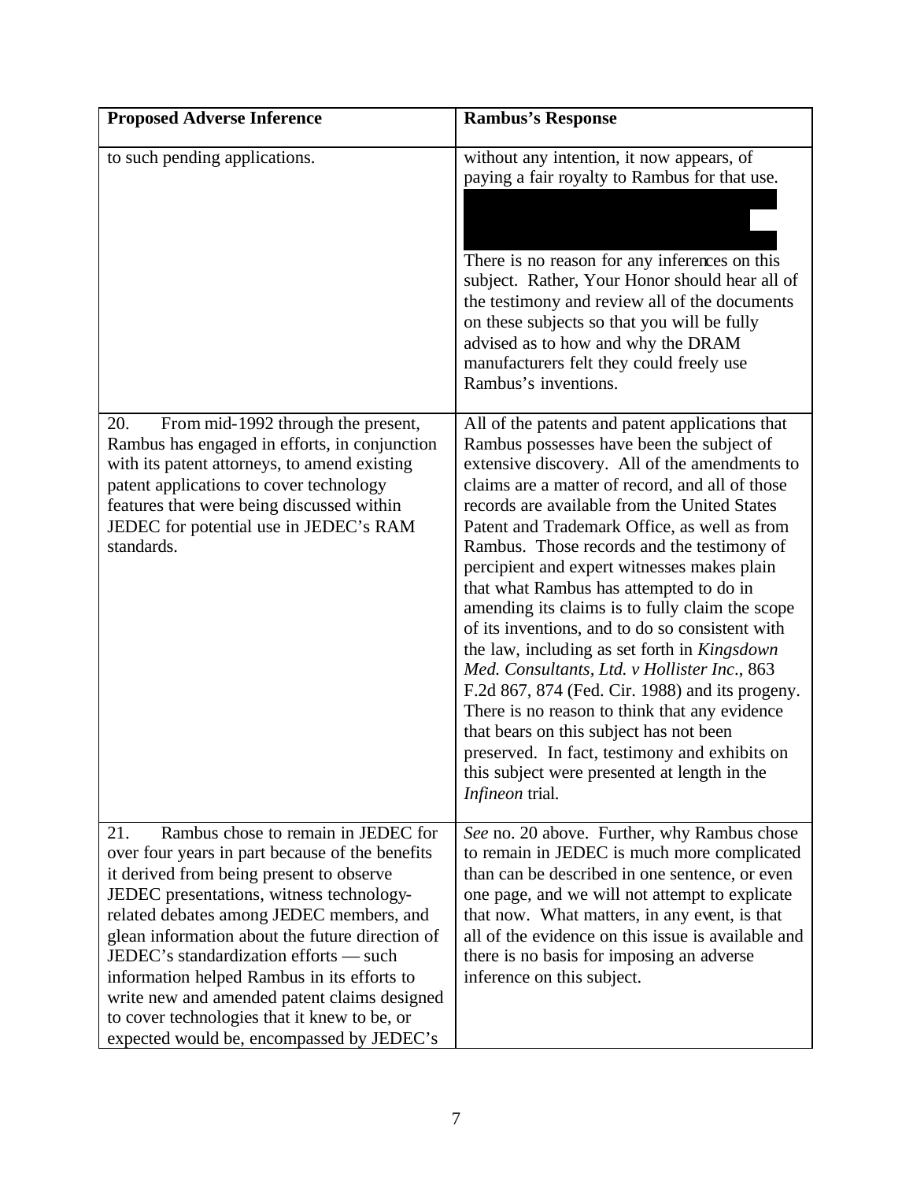| Proposed Adverse Inference | Rambus's Response |
|---|---|
| to such pending applications. | without any intention, it now appears, of paying a fair royalty to Rambus for that use. <br><br> There is no reason for any inferences on this subject. Rather, Your Honor should hear all of the testimony and review all of the documents on these subjects so that you will be fully advised as to how and why the DRAM manufacturers felt they could freely use Rambus's inventions. |
| 20. From mid-1992 through the present, Rambus has engaged in efforts, in conjunction with its patent attorneys, to amend existing patent applications to cover technology features that were being discussed within JEDEC for potential use in JEDEC's RAM standards. | All of the patents and patent applications that Rambus possesses have been the subject of extensive discovery. All of the amendments to claims are a matter of record, and all of those records are available from the United States Patent and Trademark Office, as well as from Rambus. Those records and the testimony of percipient and expert witnesses makes plain that what Rambus has attempted to do in amending its claims is to fully claim the scope of its inventions, and to do so consistent with the law, including as set forth in *Kingsdown Med. Consultants, Ltd. v Hollister Inc.*, 863 F.2d 867, 874 (Fed. Cir. 1988) and its progeny. There is no reason to think that any evidence that bears on this subject has not been preserved. In fact, testimony and exhibits on this subject were presented at length in the *Infineon* trial. |
| 21. Rambus chose to remain in JEDEC for over four years in part because of the benefits it derived from being present to observe JEDEC presentations, witness technology-related debates among JEDEC members, and glean information about the future direction of JEDEC's standardization efforts — such information helped Rambus in its efforts to write new and amended patent claims designed to cover technologies that it knew to be, or expected would be, encompassed by JEDEC's | *See* no. 20 above. Further, why Rambus chose to remain in JEDEC is much more complicated than can be described in one sentence, or even one page, and we will not attempt to explicate that now. What matters, in any event, is that all of the evidence on this issue is available and there is no basis for imposing an adverse inference on this subject. |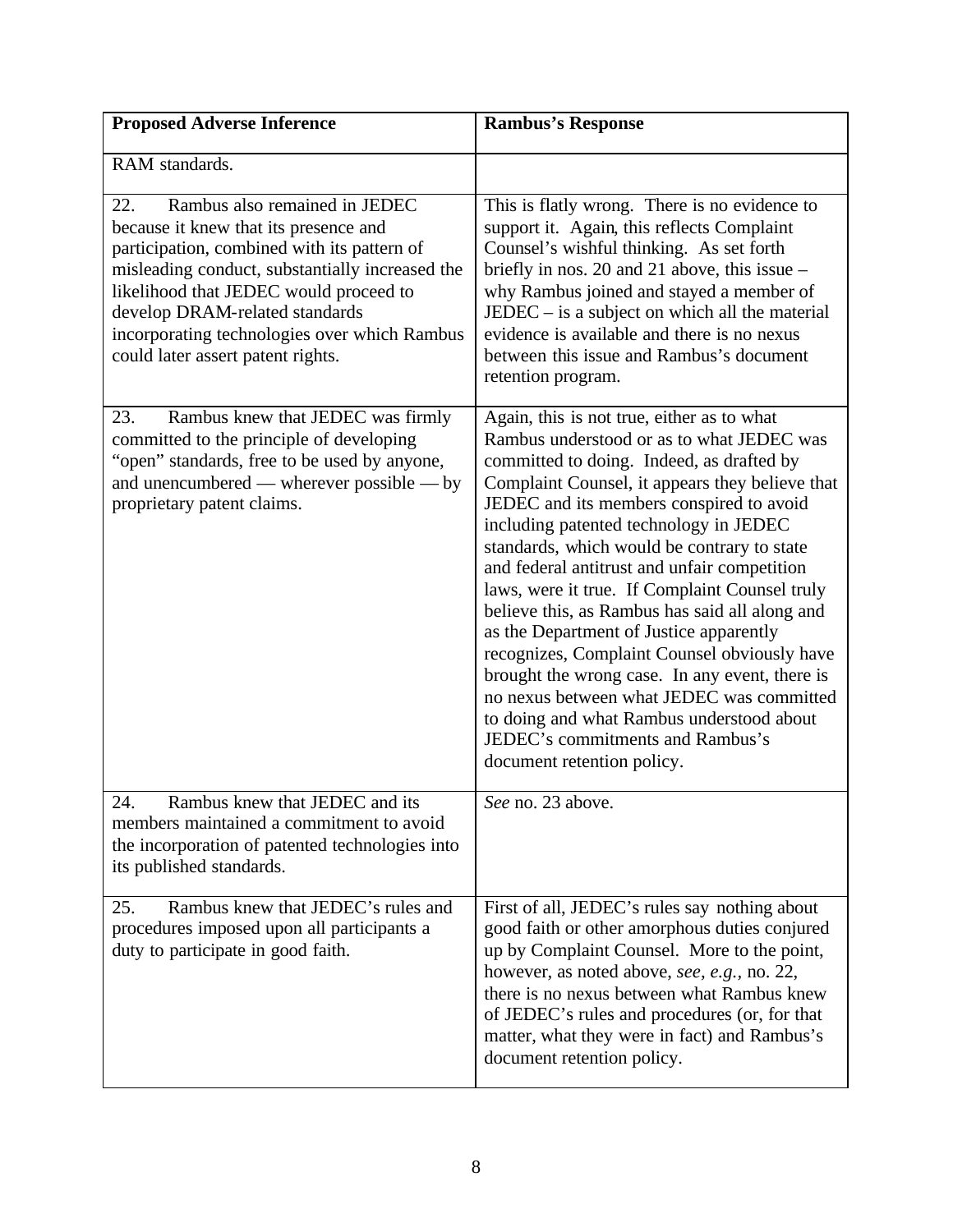| Proposed Adverse Inference | Rambus's Response |
|---|---|
| RAM standards. | |
| 22. Rambus also remained in JEDEC because it knew that its presence and participation, combined with its pattern of misleading conduct, substantially increased the likelihood that JEDEC would proceed to develop DRAM-related standards incorporating technologies over which Rambus could later assert patent rights. | This is flatly wrong. There is no evidence to support it. Again, this reflects Complaint Counsel's wishful thinking. As set forth briefly in nos. 20 and 21 above, this issue – why Rambus joined and stayed a member of JEDEC – is a subject on which all the material evidence is available and there is no nexus between this issue and Rambus's document retention program. |
| 23. Rambus knew that JEDEC was firmly committed to the principle of developing "open" standards, free to be used by anyone, and unencumbered — wherever possible — by proprietary patent claims. | Again, this is not true, either as to what Rambus understood or as to what JEDEC was committed to doing. Indeed, as drafted by Complaint Counsel, it appears they believe that JEDEC and its members conspired to avoid including patented technology in JEDEC standards, which would be contrary to state and federal antitrust and unfair competition laws, were it true. If Complaint Counsel truly believe this, as Rambus has said all along and as the Department of Justice apparently recognizes, Complaint Counsel obviously have brought the wrong case. In any event, there is no nexus between what JEDEC was committed to doing and what Rambus understood about JEDEC's commitments and Rambus's document retention policy. |
| 24. Rambus knew that JEDEC and its members maintained a commitment to avoid the incorporation of patented technologies into its published standards. | *See* no. 23 above. |
| 25. Rambus knew that JEDEC's rules and procedures imposed upon all participants a duty to participate in good faith. | First of all, JEDEC's rules say nothing about good faith or other amorphous duties conjured up by Complaint Counsel. More to the point, however, as noted above, *see, e.g.*, no. 22, there is no nexus between what Rambus knew of JEDEC's rules and procedures (or, for that matter, what they were in fact) and Rambus's document retention policy. |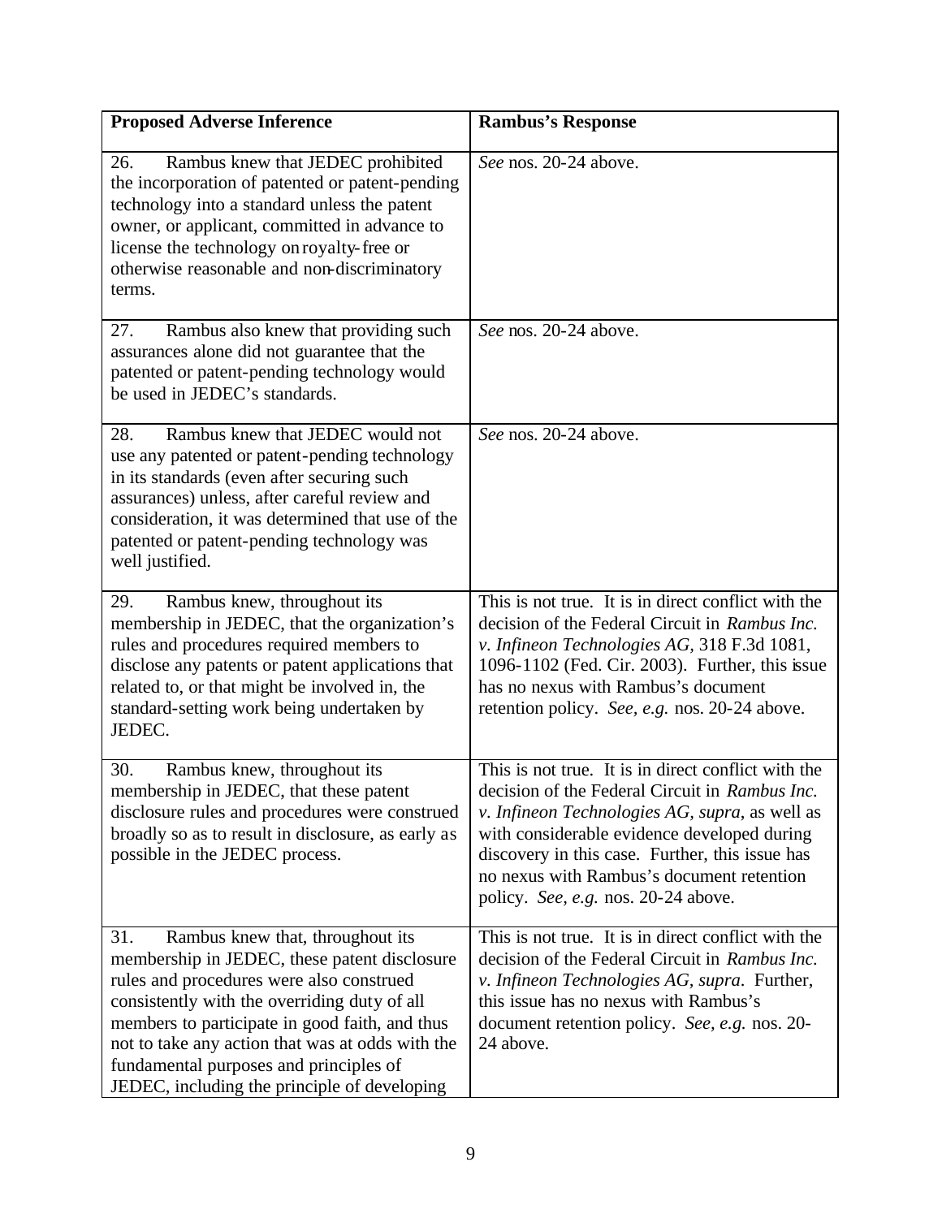| **Proposed Adverse Inference** | **Rambus's Response** |
|---|---|
| 26. Rambus knew that JEDEC prohibited the incorporation of patented or patent-pending technology into a standard unless the patent owner, or applicant, committed in advance to license the technology on royalty-free or otherwise reasonable and non-discriminatory terms. | *See* nos. 20-24 above. |
| 27. Rambus also knew that providing such assurances alone did not guarantee that the patented or patent-pending technology would be used in JEDEC's standards. | *See* nos. 20-24 above. |
| 28. Rambus knew that JEDEC would not use any patented or patent-pending technology in its standards (even after securing such assurances) unless, after careful review and consideration, it was determined that use of the patented or patent-pending technology was well justified. | *See* nos. 20-24 above. |
| 29. Rambus knew, throughout its membership in JEDEC, that the organization's rules and procedures required members to disclose any patents or patent applications that related to, or that might be involved in, the standard-setting work being undertaken by JEDEC. | This is not true. It is in direct conflict with the decision of the Federal Circuit in *Rambus Inc. v. Infineon Technologies AG*, 318 F.3d 1081, 1096-1102 (Fed. Cir. 2003). Further, this issue has no nexus with Rambus's document retention policy. *See, e.g.* nos. 20-24 above. |
| 30. Rambus knew, throughout its membership in JEDEC, that these patent disclosure rules and procedures were construed broadly so as to result in disclosure, as early as possible in the JEDEC process. | This is not true. It is in direct conflict with the decision of the Federal Circuit in *Rambus Inc. v. Infineon Technologies AG, supra*, as well as with considerable evidence developed during discovery in this case. Further, this issue has no nexus with Rambus's document retention policy. *See, e.g.* nos. 20-24 above. |
| 31. Rambus knew that, throughout its membership in JEDEC, these patent disclosure rules and procedures were also construed consistently with the overriding duty of all members to participate in good faith, and thus not to take any action that was at odds with the fundamental purposes and principles of JEDEC, including the principle of developing | This is not true. It is in direct conflict with the decision of the Federal Circuit in *Rambus Inc. v. Infineon Technologies AG, supra*. Further, this issue has no nexus with Rambus's document retention policy. *See, e.g.* nos. 20-24 above. |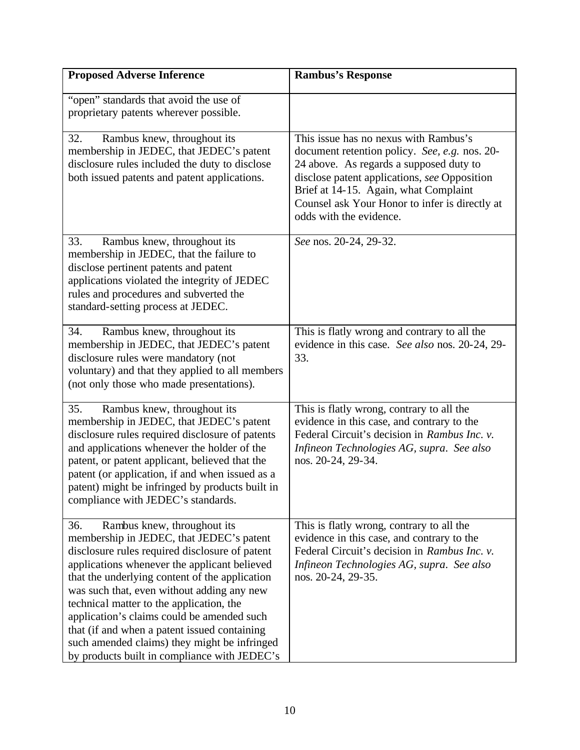| Proposed Adverse Inference | Rambus's Response |
| --- | --- |
| "open" standards that avoid the use of proprietary patents wherever possible. | |
| 32. Rambus knew, throughout its membership in JEDEC, that JEDEC's patent disclosure rules included the duty to disclose both issued patents and patent applications. | This issue has no nexus with Rambus's document retention policy. *See, e.g.* nos. 20-24 above. As regards a supposed duty to disclose patent applications, *see* Opposition Brief at 14-15. Again, what Complaint Counsel ask Your Honor to infer is directly at odds with the evidence. |
| 33. Rambus knew, throughout its membership in JEDEC, that the failure to disclose pertinent patents and patent applications violated the integrity of JEDEC rules and procedures and subverted the standard-setting process at JEDEC. | *See* nos. 20-24, 29-32. |
| 34. Rambus knew, throughout its membership in JEDEC, that JEDEC's patent disclosure rules were mandatory (not voluntary) and that they applied to all members (not only those who made presentations). | This is flatly wrong and contrary to all the evidence in this case. *See also* nos. 20-24, 29-33. |
| 35. Rambus knew, throughout its membership in JEDEC, that JEDEC's patent disclosure rules required disclosure of patents and applications whenever the holder of the patent, or patent applicant, believed that the patent (or application, if and when issued as a patent) might be infringed by products built in compliance with JEDEC's standards. | This is flatly wrong, contrary to all the evidence in this case, and contrary to the Federal Circuit's decision in *Rambus Inc. v. Infineon Technologies AG, supra*. *See also* nos. 20-24, 29-34. |
| 36. Rambus knew, throughout its membership in JEDEC, that JEDEC's patent disclosure rules required disclosure of patent applications whenever the applicant believed that the underlying content of the application was such that, even without adding any new technical matter to the application, the application's claims could be amended such that (if and when a patent issued containing such amended claims) they might be infringed by products built in compliance with JEDEC's | This is flatly wrong, contrary to all the evidence in this case, and contrary to the Federal Circuit's decision in *Rambus Inc. v. Infineon Technologies AG, supra*. *See also* nos. 20-24, 29-35. |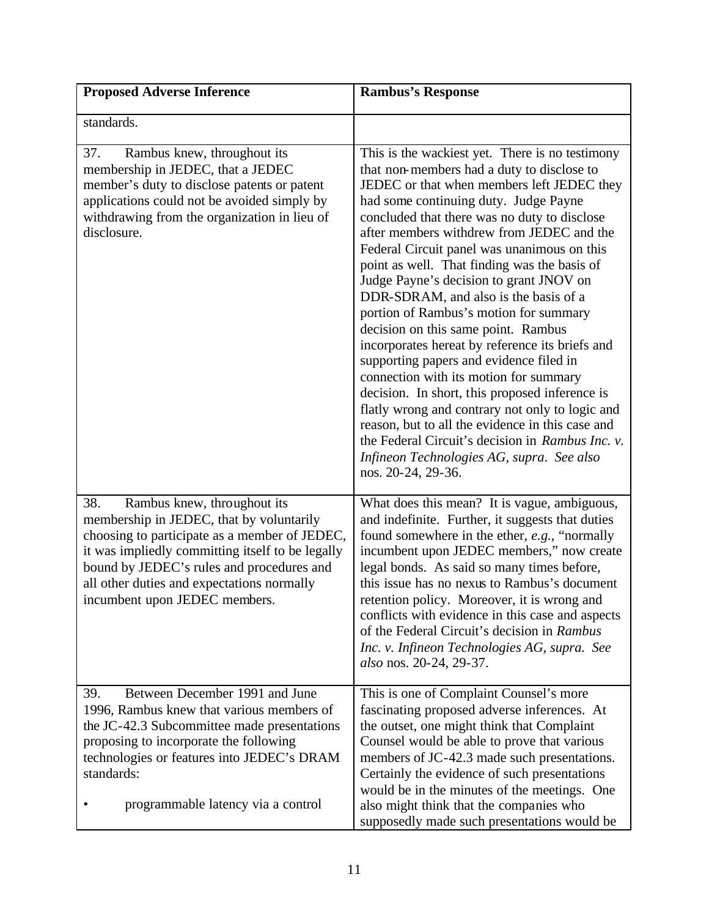| **Proposed Adverse Inference** | **Rambus's Response** |
|---|---|
| standards. | |
| 37. Rambus knew, throughout its membership in JEDEC, that a JEDEC member's duty to disclose patents or patent applications could not be avoided simply by withdrawing from the organization in lieu of disclosure. | This is the wackiest yet. There is no testimony that non-members had a duty to disclose to JEDEC or that when members left JEDEC they had some continuing duty. Judge Payne concluded that there was no duty to disclose after members withdrew from JEDEC and the Federal Circuit panel was unanimous on this point as well. That finding was the basis of Judge Payne's decision to grant JNOV on DDR-SDRAM, and also is the basis of a portion of Rambus's motion for summary decision on this same point. Rambus incorporates hereat by reference its briefs and supporting papers and evidence filed in connection with its motion for summary decision. In short, this proposed inference is flatly wrong and contrary not only to logic and reason, but to all the evidence in this case and the Federal Circuit's decision in *Rambus Inc. v. Infineon Technologies AG, supra*. *See also* nos. 20-24, 29-36. |
| 38. Rambus knew, throughout its membership in JEDEC, that by voluntarily choosing to participate as a member of JEDEC, it was impliedly committing itself to be legally bound by JEDEC's rules and procedures and all other duties and expectations normally incumbent upon JEDEC members. | What does this mean? It is vague, ambiguous, and indefinite. Further, it suggests that duties found somewhere in the ether, *e.g.*, "normally incumbent upon JEDEC members," now create legal bonds. As said so many times before, this issue has no nexus to Rambus's document retention policy. Moreover, it is wrong and conflicts with evidence in this case and aspects of the Federal Circuit's decision in *Rambus Inc. v. Infineon Technologies AG, supra*. *See also* nos. 20-24, 29-37. |
| 39. Between December 1991 and June 1996, Rambus knew that various members of the JC-42.3 Subcommittee made presentations proposing to incorporate the following technologies or features into JEDEC's DRAM standards:<br><br>• programmable latency via a control | This is one of Complaint Counsel's more fascinating proposed adverse inferences. At the outset, one might think that Complaint Counsel would be able to prove that various members of JC-42.3 made such presentations. Certainly the evidence of such presentations would be in the minutes of the meetings. One also might think that the companies who supposedly made such presentations would be |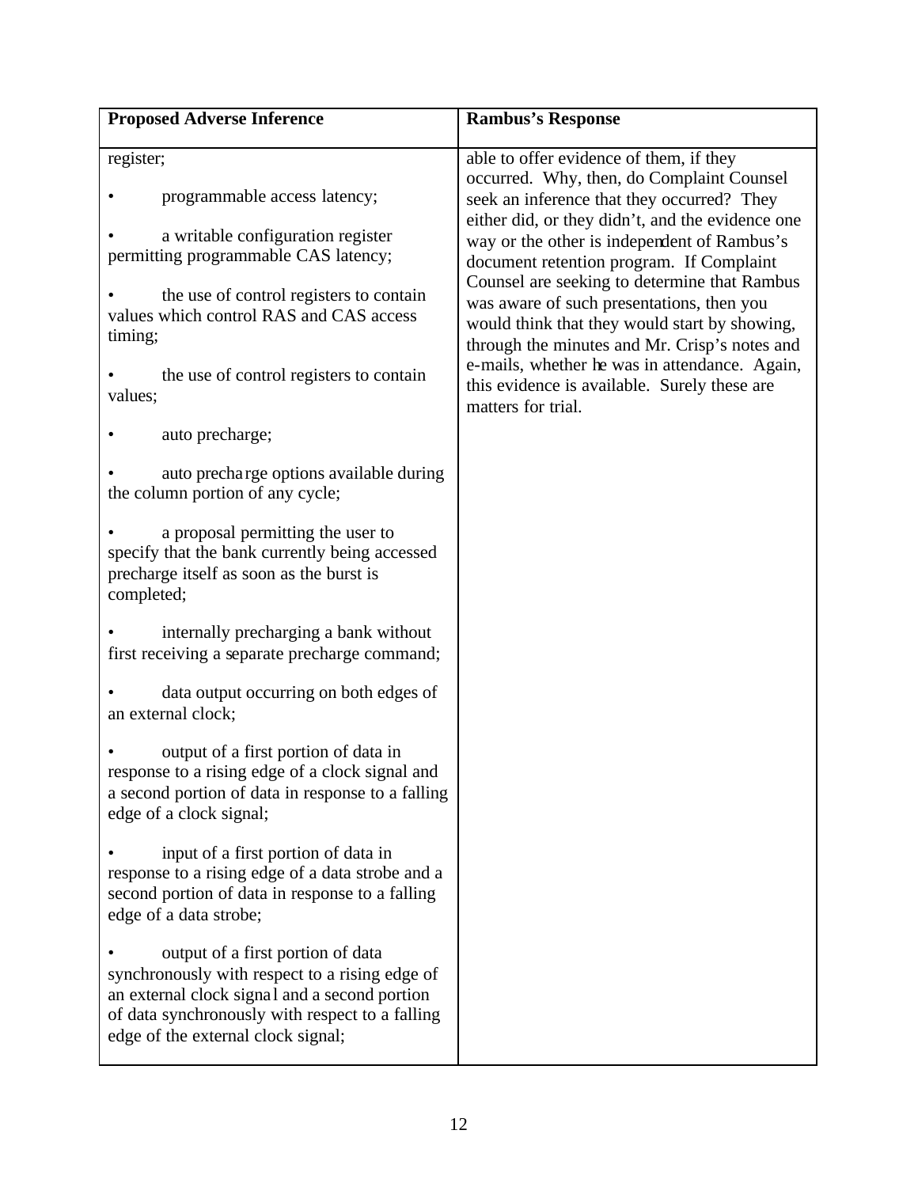| Proposed Adverse Inference | Rambus's Response |
| --- | --- |
| register;<br><br>• programmable access latency;<br><br>• a writable configuration register permitting programmable CAS latency;<br><br>• the use of control registers to contain values which control RAS and CAS access timing;<br><br>• the use of control registers to contain values;<br><br>• auto precharge;<br><br>• auto precharge options available during the column portion of any cycle;<br><br>• a proposal permitting the user to specify that the bank currently being accessed precharge itself as soon as the burst is completed;<br><br>• internally precharging a bank without first receiving a separate precharge command;<br><br>• data output occurring on both edges of an external clock;<br><br>• output of a first portion of data in response to a rising edge of a clock signal and a second portion of data in response to a falling edge of a clock signal;<br><br>• input of a first portion of data in response to a rising edge of a data strobe and a second portion of data in response to a falling edge of a data strobe;<br><br>• output of a first portion of data synchronously with respect to a rising edge of an external clock signal and a second portion of data synchronously with respect to a falling edge of the external clock signal; | able to offer evidence of them, if they occurred. Why, then, do Complaint Counsel seek an inference that they occurred? They either did, or they didn't, and the evidence one way or the other is independent of Rambus's document retention program. If Complaint Counsel are seeking to determine that Rambus was aware of such presentations, then you would think that they would start by showing, through the minutes and Mr. Crisp's notes and e-mails, whether he was in attendance. Again, this evidence is available. Surely these are matters for trial. |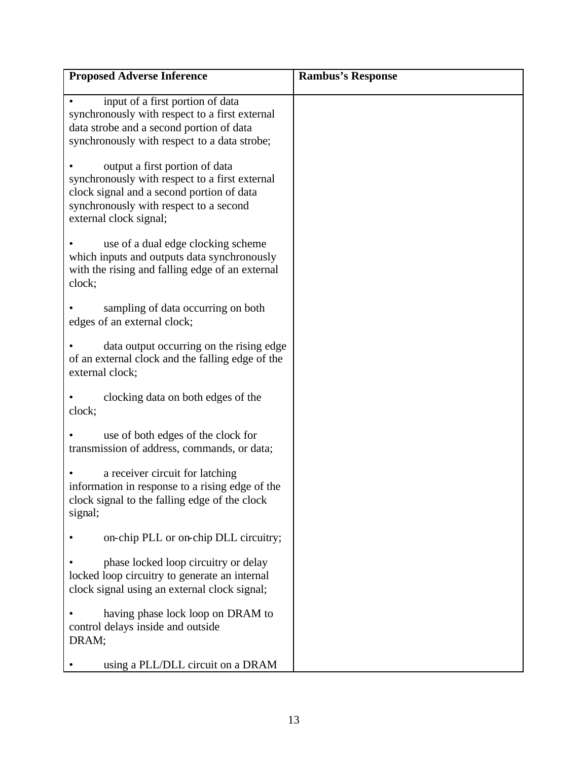| Proposed Adverse Inference | Rambus's Response |
|---|---|
| • input of a first portion of data synchronously with respect to a first external data strobe and a second portion of data synchronously with respect to a data strobe;<br><br>• output a first portion of data synchronously with respect to a first external clock signal and a second portion of data synchronously with respect to a second external clock signal;<br><br>• use of a dual edge clocking scheme which inputs and outputs data synchronously with the rising and falling edge of an external clock;<br><br>• sampling of data occurring on both edges of an external clock;<br><br>• data output occurring on the rising edge of an external clock and the falling edge of the external clock;<br><br>• clocking data on both edges of the clock;<br><br>• use of both edges of the clock for transmission of address, commands, or data;<br><br>• a receiver circuit for latching information in response to a rising edge of the clock signal to the falling edge of the clock signal;<br><br>• on-chip PLL or on-chip DLL circuitry;<br><br>• phase locked loop circuitry or delay locked loop circuitry to generate an internal clock signal using an external clock signal;<br><br>• having phase lock loop on DRAM to control delays inside and outside DRAM;<br><br>• using a PLL/DLL circuit on a DRAM | |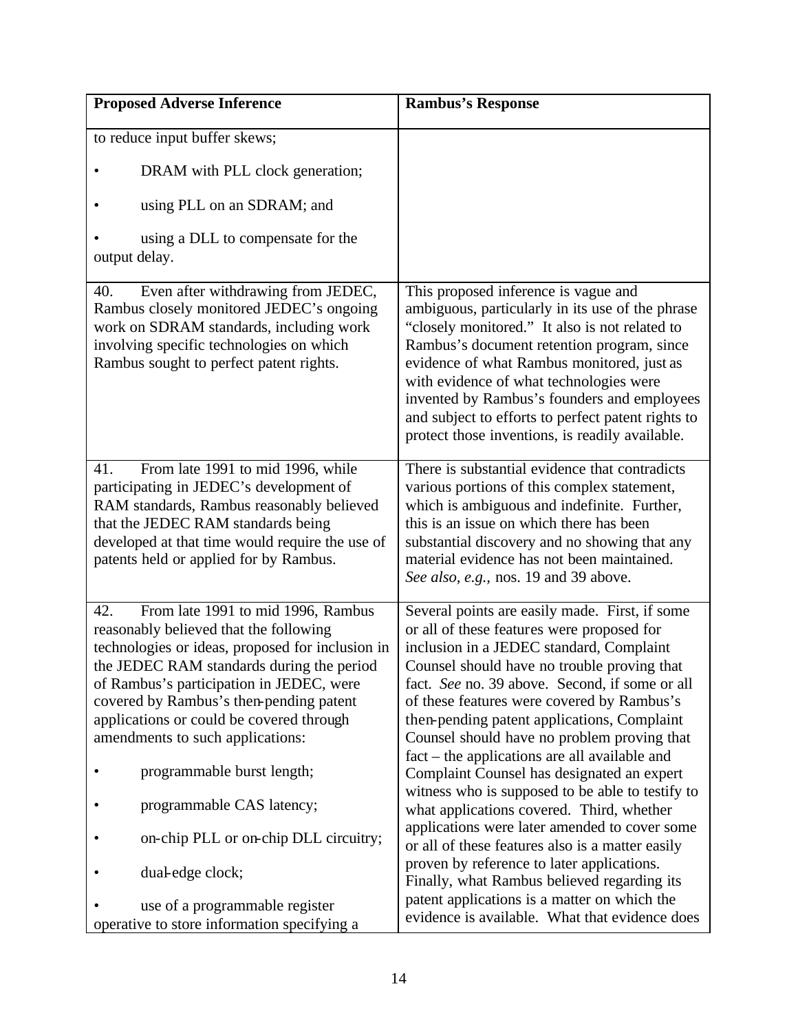| Proposed Adverse Inference | Rambus's Response |
|---|---|
| to reduce input buffer skews;<br><br>• DRAM with PLL clock generation;<br><br>• using PLL on an SDRAM; and<br><br>• using a DLL to compensate for the output delay. | |
| 40. Even after withdrawing from JEDEC, Rambus closely monitored JEDEC's ongoing work on SDRAM standards, including work involving specific technologies on which Rambus sought to perfect patent rights. | This proposed inference is vague and ambiguous, particularly in its use of the phrase "closely monitored." It also is not related to Rambus's document retention program, since evidence of what Rambus monitored, just as with evidence of what technologies were invented by Rambus's founders and employees and subject to efforts to perfect patent rights to protect those inventions, is readily available. |
| 41. From late 1991 to mid 1996, while participating in JEDEC's development of RAM standards, Rambus reasonably believed that the JEDEC RAM standards being developed at that time would require the use of patents held or applied for by Rambus. | There is substantial evidence that contradicts various portions of this complex statement, which is ambiguous and indefinite. Further, this is an issue on which there has been substantial discovery and no showing that any material evidence has not been maintained. *See also, e.g.,* nos. 19 and 39 above. |
| 42. From late 1991 to mid 1996, Rambus reasonably believed that the following technologies or ideas, proposed for inclusion in the JEDEC RAM standards during the period of Rambus's participation in JEDEC, were covered by Rambus's then-pending patent applications or could be covered through amendments to such applications:<br><br>• programmable burst length;<br><br>• programmable CAS latency;<br><br>• on-chip PLL or on-chip DLL circuitry;<br><br>• dual-edge clock;<br><br>• use of a programmable register operative to store information specifying a | Several points are easily made. First, if some or all of these features were proposed for inclusion in a JEDEC standard, Complaint Counsel should have no trouble proving that fact. *See* no. 39 above. Second, if some or all of these features were covered by Rambus's then-pending patent applications, Complaint Counsel should have no problem proving that fact – the applications are all available and Complaint Counsel has designated an expert witness who is supposed to be able to testify to what applications covered. Third, whether applications were later amended to cover some or all of these features also is a matter easily proven by reference to later applications. Finally, what Rambus believed regarding its patent applications is a matter on which the evidence is available. What that evidence does |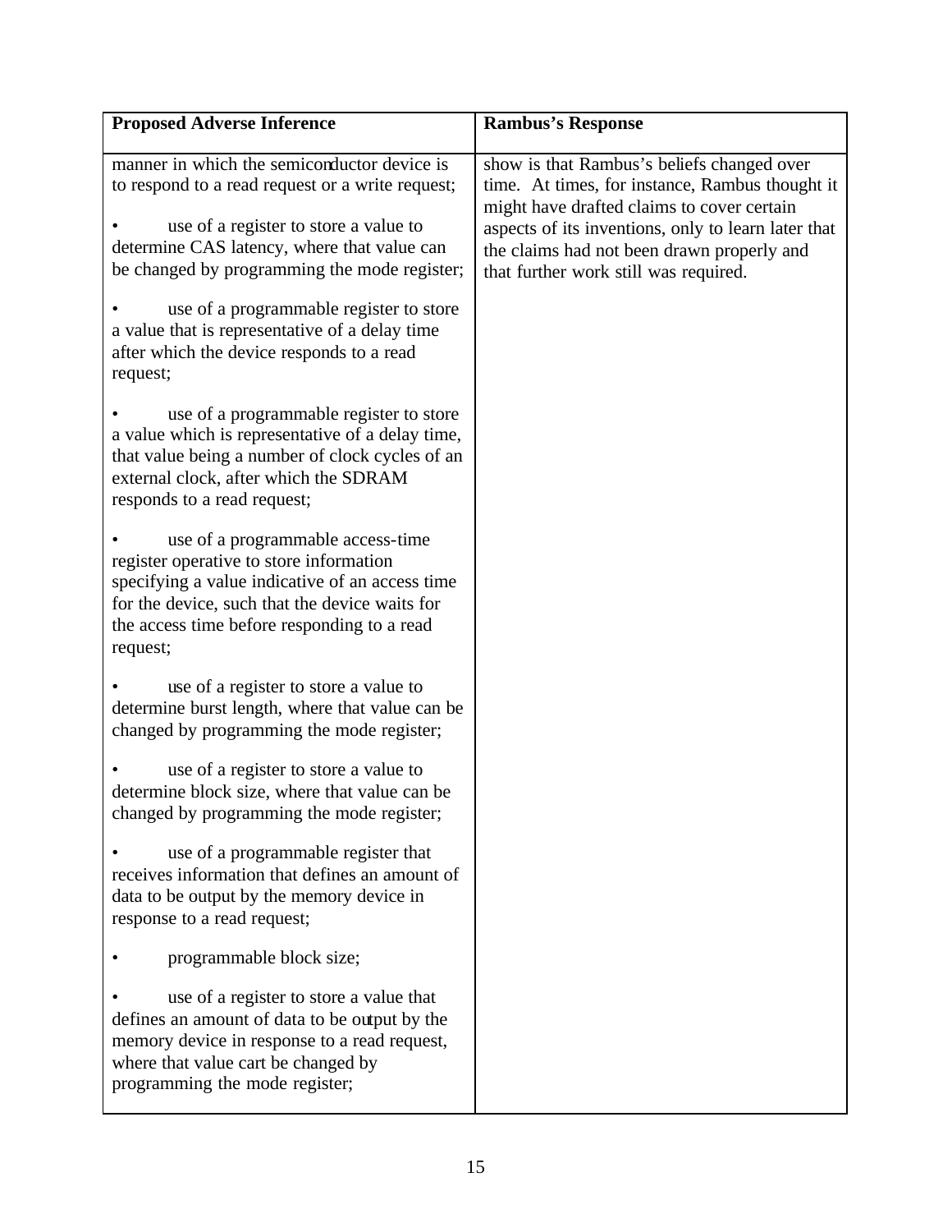| Proposed Adverse Inference | Rambus's Response |
|---|---|
| manner in which the semiconductor device is to respond to a read request or a write request;<br><br>• use of a register to store a value to determine CAS latency, where that value can be changed by programming the mode register;<br><br>• use of a programmable register to store a value that is representative of a delay time after which the device responds to a read request;<br><br>• use of a programmable register to store a value which is representative of a delay time, that value being a number of clock cycles of an external clock, after which the SDRAM responds to a read request;<br><br>• use of a programmable access-time register operative to store information specifying a value indicative of an access time for the device, such that the device waits for the access time before responding to a read request;<br><br>• use of a register to store a value to determine burst length, where that value can be changed by programming the mode register;<br><br>• use of a register to store a value to determine block size, where that value can be changed by programming the mode register;<br><br>• use of a programmable register that receives information that defines an amount of data to be output by the memory device in response to a read request;<br><br>• programmable block size;<br><br>• use of a register to store a value that defines an amount of data to be output by the memory device in response to a read request, where that value cart be changed by programming the mode register; | show is that Rambus's beliefs changed over time. At times, for instance, Rambus thought it might have drafted claims to cover certain aspects of its inventions, only to learn later that the claims had not been drawn properly and that further work still was required. |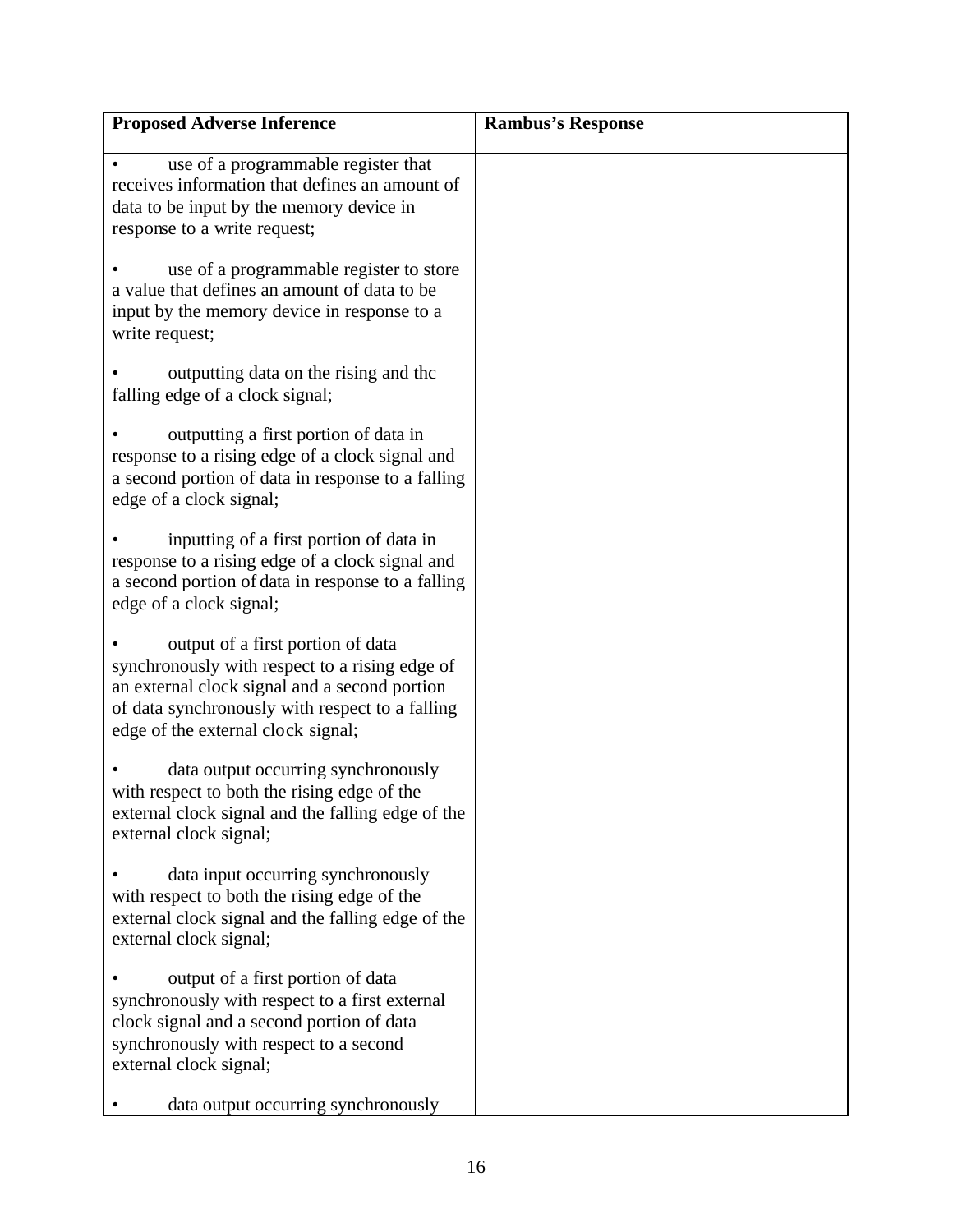| Proposed Adverse Inference | Rambus's Response |
|---|---|
| • use of a programmable register that receives information that defines an amount of data to be input by the memory device in response to a write request;<br><br>• use of a programmable register to store a value that defines an amount of data to be input by the memory device in response to a write request;<br><br>• outputting data on the rising and thc falling edge of a clock signal;<br><br>• outputting a first portion of data in response to a rising edge of a clock signal and a second portion of data in response to a falling edge of a clock signal;<br><br>• inputting of a first portion of data in response to a rising edge of a clock signal and a second portion of data in response to a falling edge of a clock signal;<br><br>• output of a first portion of data synchronously with respect to a rising edge of an external clock signal and a second portion of data synchronously with respect to a falling edge of the external clock signal;<br><br>• data output occurring synchronously with respect to both the rising edge of the external clock signal and the falling edge of the external clock signal;<br><br>• data input occurring synchronously with respect to both the rising edge of the external clock signal and the falling edge of the external clock signal;<br><br>• output of a first portion of data synchronously with respect to a first external clock signal and a second portion of data synchronously with respect to a second external clock signal;<br><br>• data output occurring synchronously | |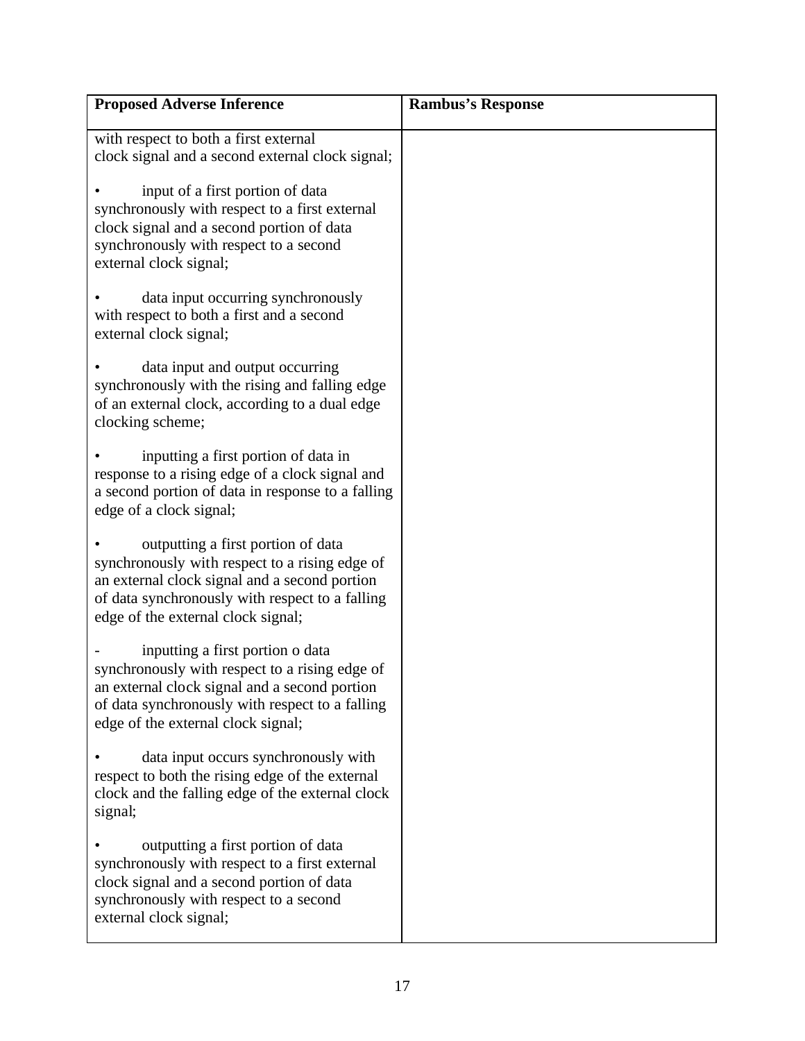| Proposed Adverse Inference | Rambus's Response |
| --- | --- |
| with respect to both a first external clock signal and a second external clock signal;<br><br>• input of a first portion of data synchronously with respect to a first external clock signal and a second portion of data synchronously with respect to a second external clock signal;<br><br>• data input occurring synchronously with respect to both a first and a second external clock signal;<br><br>• data input and output occurring synchronously with the rising and falling edge of an external clock, according to a dual edge clocking scheme;<br><br>• inputting a first portion of data in response to a rising edge of a clock signal and a second portion of data in response to a falling edge of a clock signal;<br><br>• outputting a first portion of data synchronously with respect to a rising edge of an external clock signal and a second portion of data synchronously with respect to a falling edge of the external clock signal;<br><br>- inputting a first portion o data synchronously with respect to a rising edge of an external clock signal and a second portion of data synchronously with respect to a falling edge of the external clock signal;<br><br>• data input occurs synchronously with respect to both the rising edge of the external clock and the falling edge of the external clock signal;<br><br>• outputting a first portion of data synchronously with respect to a first external clock signal and a second portion of data synchronously with respect to a second external clock signal; | |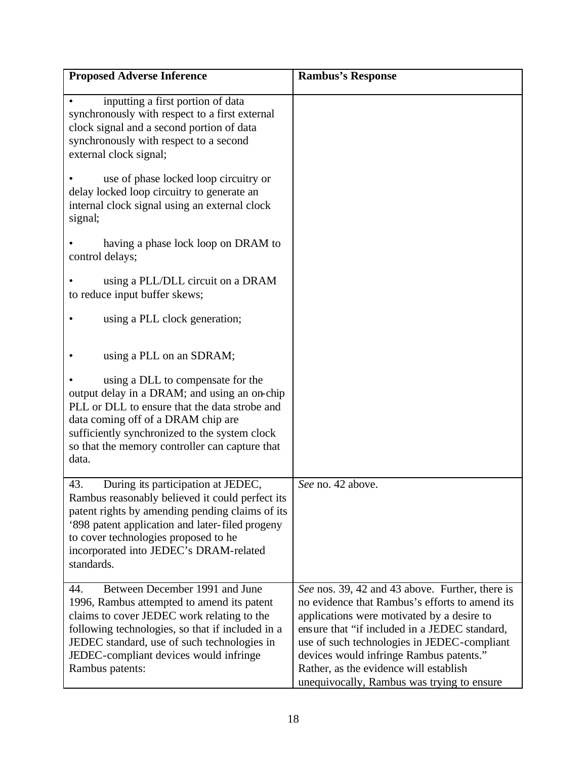| Proposed Adverse Inference | Rambus's Response |
|---|---|
| • inputting a first portion of data synchronously with respect to a first external clock signal and a second portion of data synchronously with respect to a second external clock signal;<br><br>• use of phase locked loop circuitry or delay locked loop circuitry to generate an internal clock signal using an external clock signal;<br><br>• having a phase lock loop on DRAM to control delays;<br><br>• using a PLL/DLL circuit on a DRAM to reduce input buffer skews;<br><br>• using a PLL clock generation;<br><br>• using a PLL on an SDRAM;<br><br>• using a DLL to compensate for the output delay in a DRAM; and using an on-chip PLL or DLL to ensure that the data strobe and data coming off of a DRAM chip are sufficiently synchronized to the system clock so that the memory controller can capture that data. | |
| 43. During its participation at JEDEC, Rambus reasonably believed it could perfect its patent rights by amending pending claims of its '898 patent application and later-filed progeny to cover technologies proposed to he incorporated into JEDEC's DRAM-related standards. | *See* no. 42 above. |
| 44. Between December 1991 and June 1996, Rambus attempted to amend its patent claims to cover JEDEC work relating to the following technologies, so that if included in a JEDEC standard, use of such technologies in JEDEC-compliant devices would infringe Rambus patents: | *See* nos. 39, 42 and 43 above. Further, there is no evidence that Rambus's efforts to amend its applications were motivated by a desire to ensure that "if included in a JEDEC standard, use of such technologies in JEDEC-compliant devices would infringe Rambus patents." Rather, as the evidence will establish unequivocally, Rambus was trying to ensure |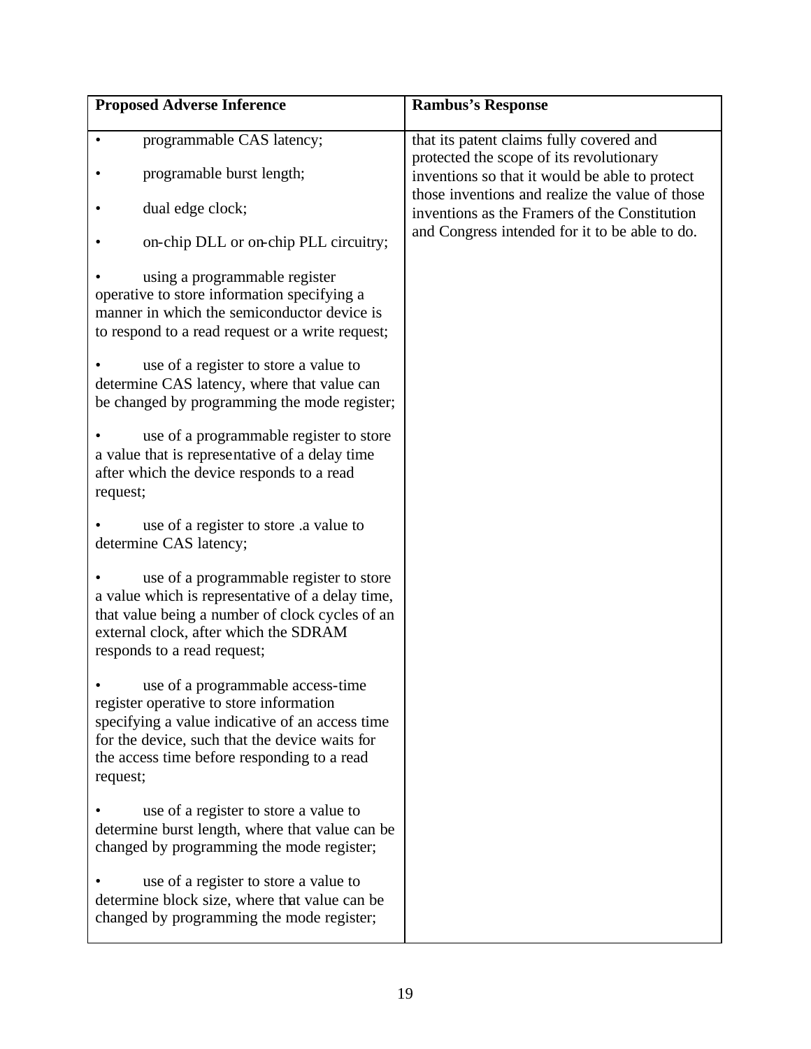| Proposed Adverse Inference | Rambus's Response |
|---|---|
| • programmable CAS latency;<br><br>• programable burst length;<br><br>• dual edge clock;<br><br>• on-chip DLL or on-chip PLL circuitry;<br><br>• using a programmable register operative to store information specifying a manner in which the semiconductor device is to respond to a read request or a write request;<br><br>• use of a register to store a value to determine CAS latency, where that value can be changed by programming the mode register;<br><br>• use of a programmable register to store a value that is representative of a delay time after which the device responds to a read request;<br><br>• use of a register to store .a value to determine CAS latency;<br><br>• use of a programmable register to store a value which is representative of a delay time, that value being a number of clock cycles of an external clock, after which the SDRAM responds to a read request;<br><br>• use of a programmable access-time register operative to store information specifying a value indicative of an access time for the device, such that the device waits for the access time before responding to a read request;<br><br>• use of a register to store a value to determine burst length, where that value can be changed by programming the mode register;<br><br>• use of a register to store a value to determine block size, where that value can be changed by programming the mode register; | that its patent claims fully covered and protected the scope of its revolutionary inventions so that it would be able to protect those inventions and realize the value of those inventions as the Framers of the Constitution and Congress intended for it to be able to do. |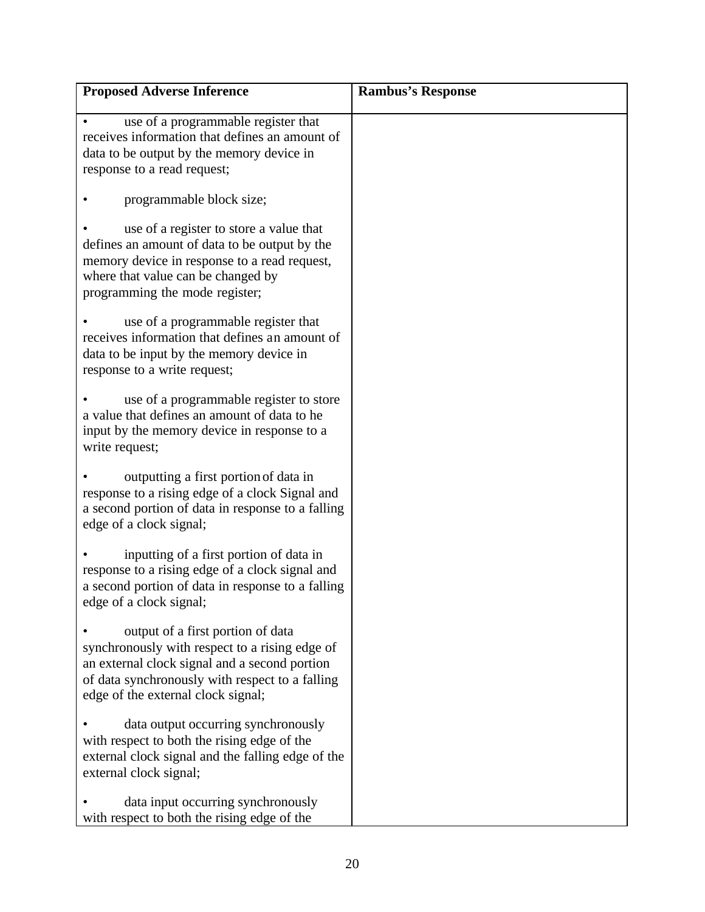| Proposed Adverse Inference | Rambus's Response |
|---|---|
| • use of a programmable register that receives information that defines an amount of data to be output by the memory device in response to a read request;<br><br>• programmable block size;<br><br>• use of a register to store a value that defines an amount of data to be output by the memory device in response to a read request, where that value can be changed by programming the mode register;<br><br>• use of a programmable register that receives information that defines an amount of data to be input by the memory device in response to a write request;<br><br>• use of a programmable register to store a value that defines an amount of data to he input by the memory device in response to a write request;<br><br>• outputting a first portion of data in response to a rising edge of a clock Signal and a second portion of data in response to a falling edge of a clock signal;<br><br>• inputting of a first portion of data in response to a rising edge of a clock signal and a second portion of data in response to a falling edge of a clock signal;<br><br>• output of a first portion of data synchronously with respect to a rising edge of an external clock signal and a second portion of data synchronously with respect to a falling edge of the external clock signal;<br><br>• data output occurring synchronously with respect to both the rising edge of the external clock signal and the falling edge of the external clock signal;<br><br>• data input occurring synchronously with respect to both the rising edge of the | |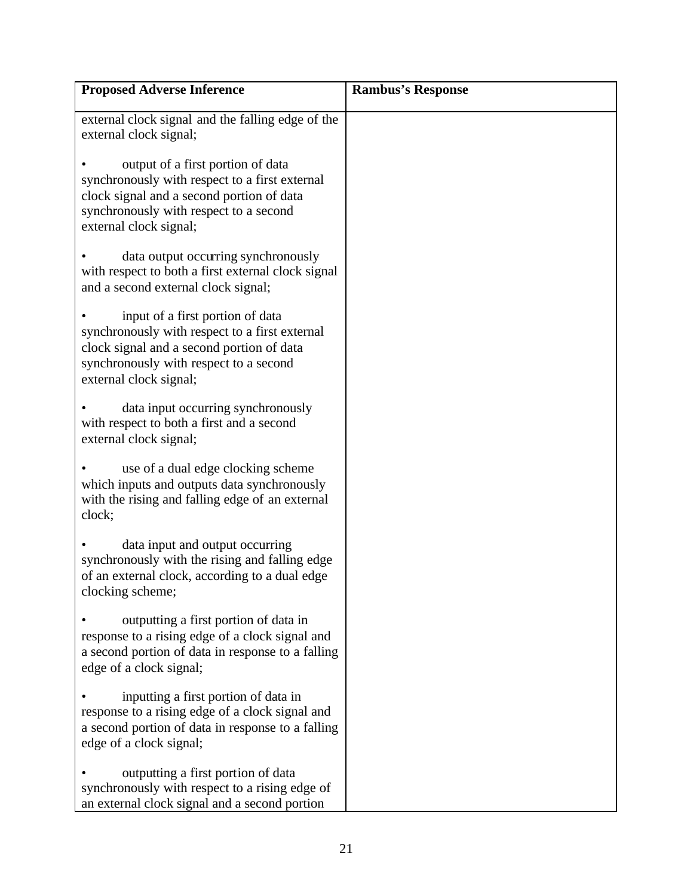| Proposed Adverse Inference | Rambus's Response |
|---|---|
| external clock signal and the falling edge of the external clock signal;<br><br>• output of a first portion of data synchronously with respect to a first external clock signal and a second portion of data synchronously with respect to a second external clock signal;<br><br>• data output occurring synchronously with respect to both a first external clock signal and a second external clock signal;<br><br>• input of a first portion of data synchronously with respect to a first external clock signal and a second portion of data synchronously with respect to a second external clock signal;<br><br>• data input occurring synchronously with respect to both a first and a second external clock signal;<br><br>• use of a dual edge clocking scheme which inputs and outputs data synchronously with the rising and falling edge of an external clock;<br><br>• data input and output occurring synchronously with the rising and falling edge of an external clock, according to a dual edge clocking scheme;<br><br>• outputting a first portion of data in response to a rising edge of a clock signal and a second portion of data in response to a falling edge of a clock signal;<br><br>• inputting a first portion of data in response to a rising edge of a clock signal and a second portion of data in response to a falling edge of a clock signal;<br><br>• outputting a first portion of data synchronously with respect to a rising edge of an external clock signal and a second portion | |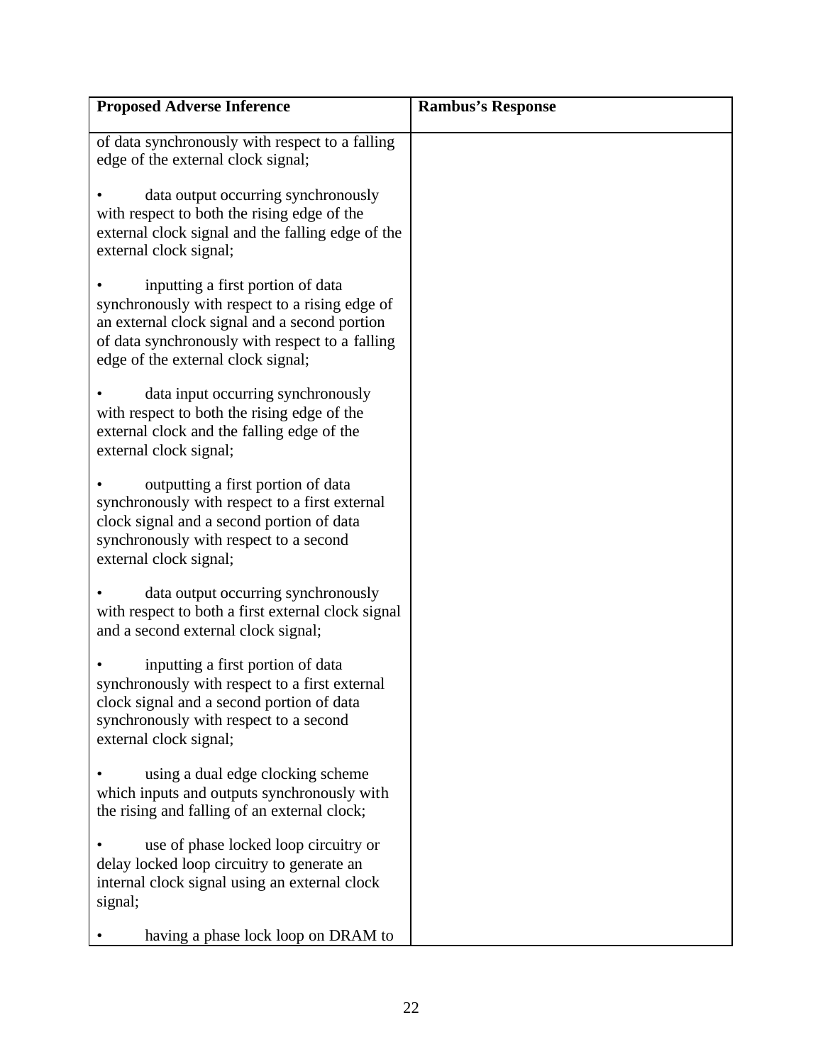| Proposed Adverse Inference | Rambus's Response |
|---|---|
| of data synchronously with respect to a falling edge of the external clock signal;<br><br>• data output occurring synchronously with respect to both the rising edge of the external clock signal and the falling edge of the external clock signal;<br><br>• inputting a first portion of data synchronously with respect to a rising edge of an external clock signal and a second portion of data synchronously with respect to a falling edge of the external clock signal;<br><br>• data input occurring synchronously with respect to both the rising edge of the external clock and the falling edge of the external clock signal;<br><br>• outputting a first portion of data synchronously with respect to a first external clock signal and a second portion of data synchronously with respect to a second external clock signal;<br><br>• data output occurring synchronously with respect to both a first external clock signal and a second external clock signal;<br><br>• inputting a first portion of data synchronously with respect to a first external clock signal and a second portion of data synchronously with respect to a second external clock signal;<br><br>• using a dual edge clocking scheme which inputs and outputs synchronously with the rising and falling of an external clock;<br><br>• use of phase locked loop circuitry or delay locked loop circuitry to generate an internal clock signal using an external clock signal;<br><br>• having a phase lock loop on DRAM to | |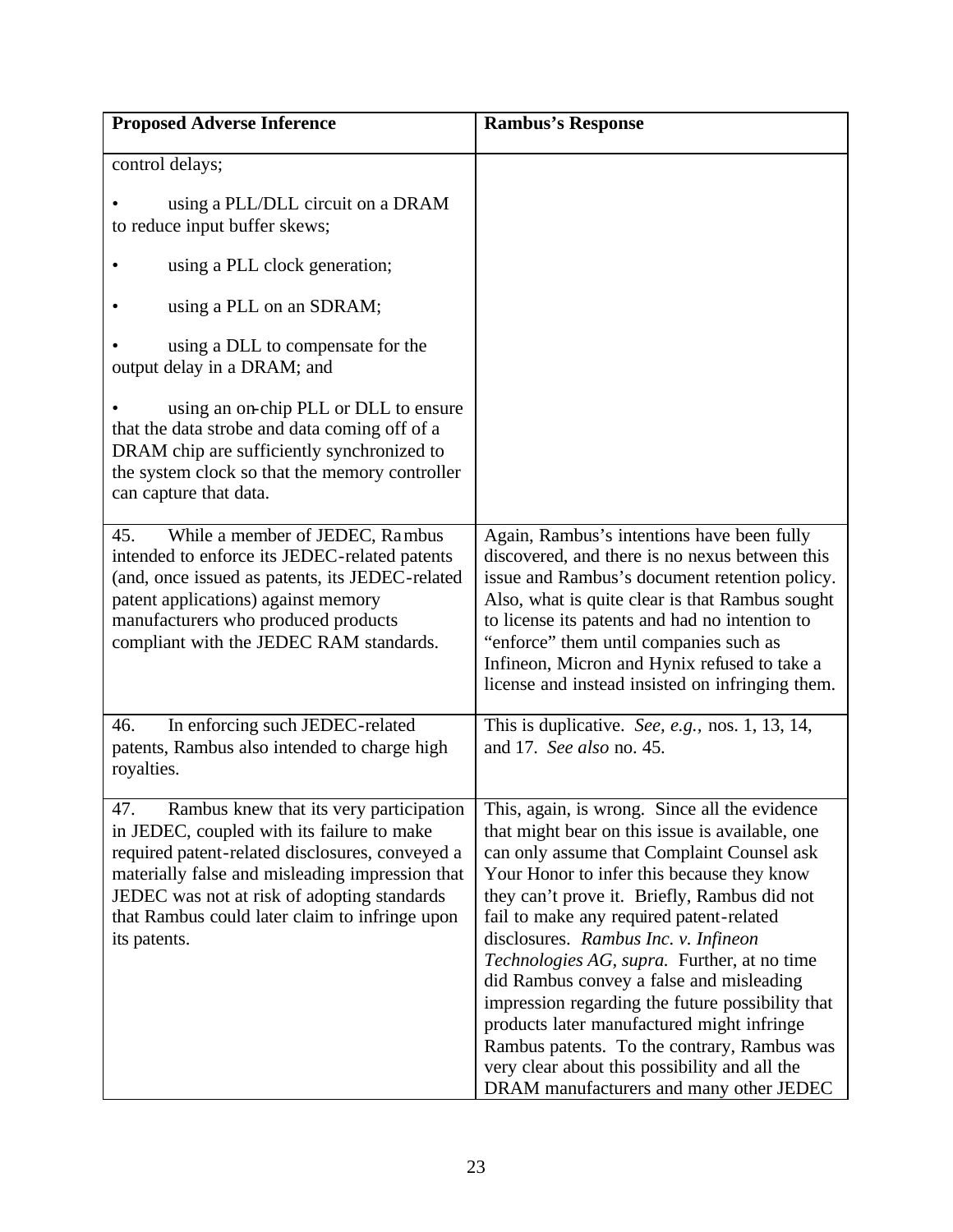| Proposed Adverse Inference | Rambus's Response |
|---|---|
| control delays;<br><br>• using a PLL/DLL circuit on a DRAM to reduce input buffer skews;<br><br>• using a PLL clock generation;<br><br>• using a PLL on an SDRAM;<br><br>• using a DLL to compensate for the output delay in a DRAM; and<br><br>• using an on-chip PLL or DLL to ensure that the data strobe and data coming off of a DRAM chip are sufficiently synchronized to the system clock so that the memory controller can capture that data. | |
| 45. While a member of JEDEC, Rambus intended to enforce its JEDEC-related patents (and, once issued as patents, its JEDEC-related patent applications) against memory manufacturers who produced products compliant with the JEDEC RAM standards. | Again, Rambus's intentions have been fully discovered, and there is no nexus between this issue and Rambus's document retention policy. Also, what is quite clear is that Rambus sought to license its patents and had no intention to "enforce" them until companies such as Infineon, Micron and Hynix refused to take a license and instead insisted on infringing them. |
| 46. In enforcing such JEDEC-related patents, Rambus also intended to charge high royalties. | This is duplicative. *See, e.g.,* nos. 1, 13, 14, and 17. *See also* no. 45. |
| 47. Rambus knew that its very participation in JEDEC, coupled with its failure to make required patent-related disclosures, conveyed a materially false and misleading impression that JEDEC was not at risk of adopting standards that Rambus could later claim to infringe upon its patents. | This, again, is wrong. Since all the evidence that might bear on this issue is available, one can only assume that Complaint Counsel ask Your Honor to infer this because they know they can't prove it. Briefly, Rambus did not fail to make any required patent-related disclosures. *Rambus Inc. v. Infineon Technologies AG, supra.* Further, at no time did Rambus convey a false and misleading impression regarding the future possibility that products later manufactured might infringe Rambus patents. To the contrary, Rambus was very clear about this possibility and all the DRAM manufacturers and many other JEDEC |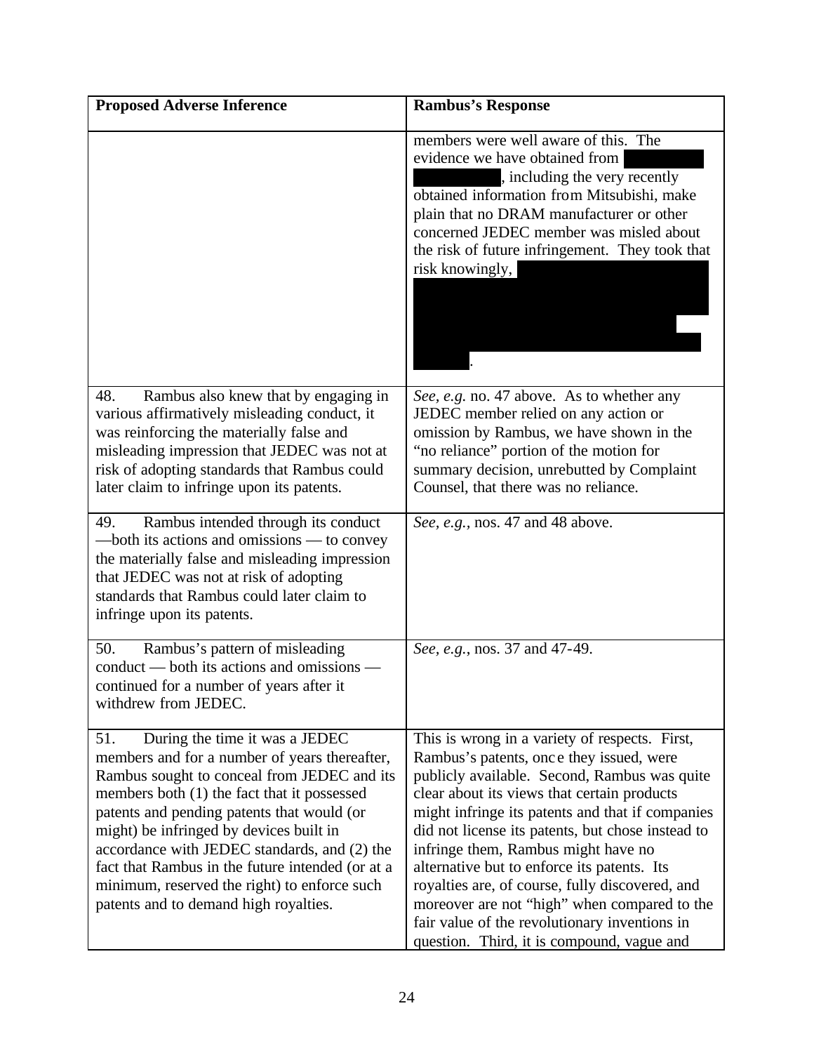| Proposed Adverse Inference | Rambus's Response |
|---|---|
| | members were well aware of this. The evidence we have obtained from [REDACTED], including the very recently obtained information from Mitsubishi, make plain that no DRAM manufacturer or other concerned JEDEC member was misled about the risk of future infringement. They took that risk knowingly, [REDACTED]. |
| 48. Rambus also knew that by engaging in various affirmatively misleading conduct, it was reinforcing the materially false and misleading impression that JEDEC was not at risk of adopting standards that Rambus could later claim to infringe upon its patents. | *See, e.g.* no. 47 above. As to whether any JEDEC member relied on any action or omission by Rambus, we have shown in the "no reliance" portion of the motion for summary decision, unrebutted by Complaint Counsel, that there was no reliance. |
| 49. Rambus intended through its conduct —both its actions and omissions — to convey the materially false and misleading impression that JEDEC was not at risk of adopting standards that Rambus could later claim to infringe upon its patents. | *See, e.g.*, nos. 47 and 48 above. |
| 50. Rambus's pattern of misleading conduct — both its actions and omissions — continued for a number of years after it withdrew from JEDEC. | *See, e.g.*, nos. 37 and 47-49. |
| 51. During the time it was a JEDEC members and for a number of years thereafter, Rambus sought to conceal from JEDEC and its members both (1) the fact that it possessed patents and pending patents that would (or might) be infringed by devices built in accordance with JEDEC standards, and (2) the fact that Rambus in the future intended (or at a minimum, reserved the right) to enforce such patents and to demand high royalties. | This is wrong in a variety of respects. First, Rambus's patents, once they issued, were publicly available. Second, Rambus was quite clear about its views that certain products might infringe its patents and that if companies did not license its patents, but chose instead to infringe them, Rambus might have no alternative but to enforce its patents. Its royalties are, of course, fully discovered, and moreover are not "high" when compared to the fair value of the revolutionary inventions in question. Third, it is compound, vague and |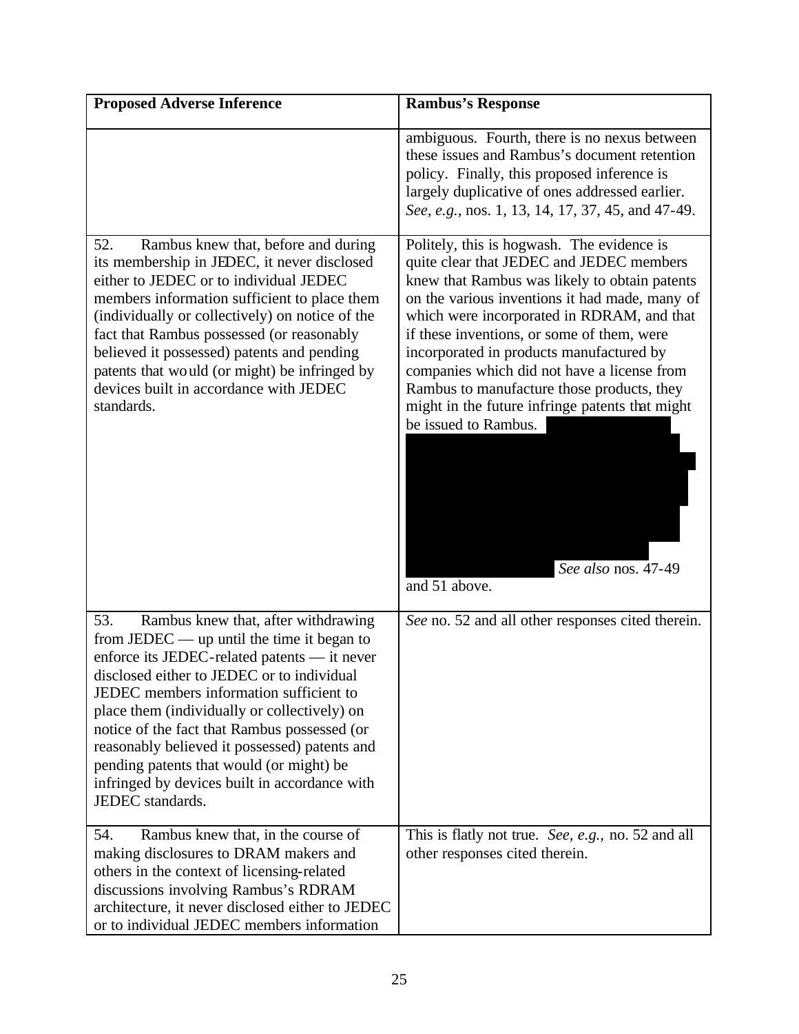| Proposed Adverse Inference | Rambus's Response |
| --- | --- |
| | ambiguous. Fourth, there is no nexus between these issues and Rambus's document retention policy. Finally, this proposed inference is largely duplicative of ones addressed earlier. *See, e.g.*, nos. 1, 13, 14, 17, 37, 45, and 47-49. |
| 52. Rambus knew that, before and during its membership in JEDEC, it never disclosed either to JEDEC or to individual JEDEC members information sufficient to place them (individually or collectively) on notice of the fact that Rambus possessed (or reasonably believed it possessed) patents and pending patents that would (or might) be infringed by devices built in accordance with JEDEC standards. | Politely, this is hogwash. The evidence is quite clear that JEDEC and JEDEC members knew that Rambus was likely to obtain patents on the various inventions it had made, many of which were incorporated in RDRAM, and that if these inventions, or some of them, were incorporated in products manufactured by companies which did not have a license from Rambus to manufacture those products, they might in the future infringe patents that might be issued to Rambus. [REDACTED] *See also* nos. 47-49 and 51 above. |
| 53. Rambus knew that, after withdrawing from JEDEC — up until the time it began to enforce its JEDEC-related patents — it never disclosed either to JEDEC or to individual JEDEC members information sufficient to place them (individually or collectively) on notice of the fact that Rambus possessed (or reasonably believed it possessed) patents and pending patents that would (or might) be infringed by devices built in accordance with JEDEC standards. | *See* no. 52 and all other responses cited therein. |
| 54. Rambus knew that, in the course of making disclosures to DRAM makers and others in the context of licensing-related discussions involving Rambus's RDRAM architecture, it never disclosed either to JEDEC or to individual JEDEC members information | This is flatly not true. *See, e.g.*, no. 52 and all other responses cited therein. |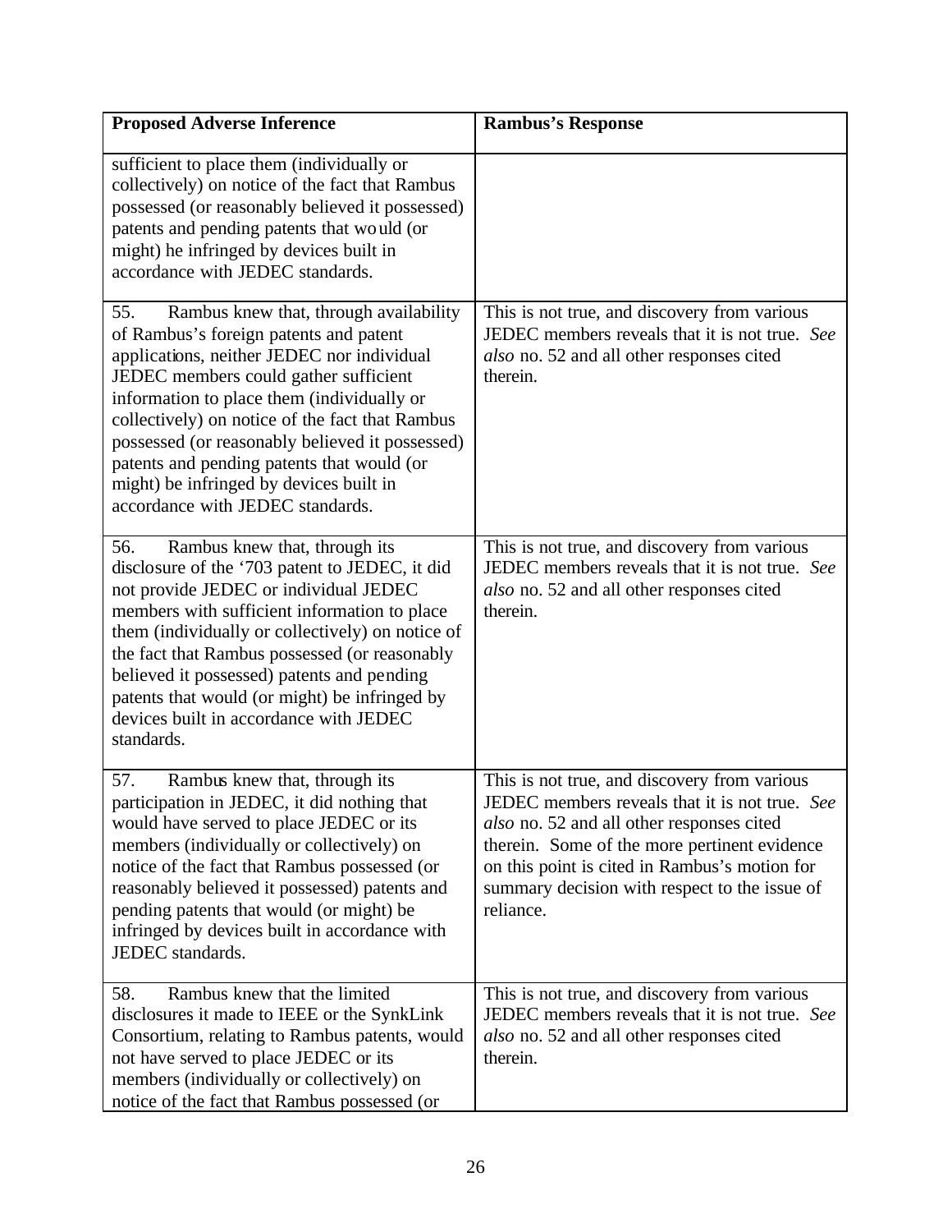| Proposed Adverse Inference | Rambus's Response |
|---|---|
| sufficient to place them (individually or collectively) on notice of the fact that Rambus possessed (or reasonably believed it possessed) patents and pending patents that would (or might) he infringed by devices built in accordance with JEDEC standards. | |
| 55. Rambus knew that, through availability of Rambus's foreign patents and patent applications, neither JEDEC nor individual JEDEC members could gather sufficient information to place them (individually or collectively) on notice of the fact that Rambus possessed (or reasonably believed it possessed) patents and pending patents that would (or might) be infringed by devices built in accordance with JEDEC standards. | This is not true, and discovery from various JEDEC members reveals that it is not true. *See also* no. 52 and all other responses cited therein. |
| 56. Rambus knew that, through its disclosure of the '703 patent to JEDEC, it did not provide JEDEC or individual JEDEC members with sufficient information to place them (individually or collectively) on notice of the fact that Rambus possessed (or reasonably believed it possessed) patents and pending patents that would (or might) be infringed by devices built in accordance with JEDEC standards. | This is not true, and discovery from various JEDEC members reveals that it is not true. *See also* no. 52 and all other responses cited therein. |
| 57. Rambus knew that, through its participation in JEDEC, it did nothing that would have served to place JEDEC or its members (individually or collectively) on notice of the fact that Rambus possessed (or reasonably believed it possessed) patents and pending patents that would (or might) be infringed by devices built in accordance with JEDEC standards. | This is not true, and discovery from various JEDEC members reveals that it is not true. *See also* no. 52 and all other responses cited therein. Some of the more pertinent evidence on this point is cited in Rambus's motion for summary decision with respect to the issue of reliance. |
| 58. Rambus knew that the limited disclosures it made to IEEE or the SynkLink Consortium, relating to Rambus patents, would not have served to place JEDEC or its members (individually or collectively) on notice of the fact that Rambus possessed (or | This is not true, and discovery from various JEDEC members reveals that it is not true. *See also* no. 52 and all other responses cited therein. |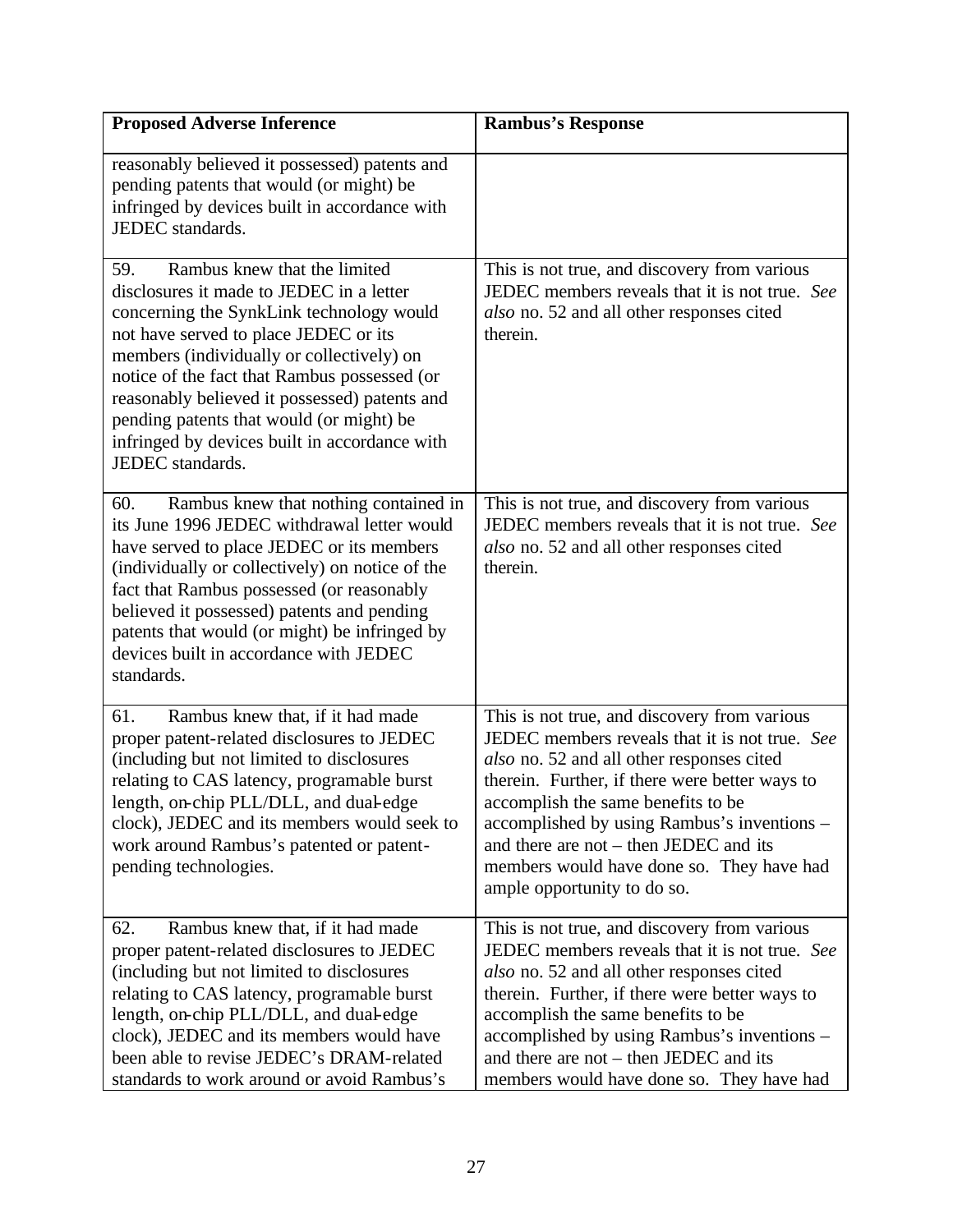| Proposed Adverse Inference | Rambus's Response |
| --- | --- |
| reasonably believed it possessed) patents and pending patents that would (or might) be infringed by devices built in accordance with JEDEC standards. | |
| 59. Rambus knew that the limited disclosures it made to JEDEC in a letter concerning the SynkLink technology would not have served to place JEDEC or its members (individually or collectively) on notice of the fact that Rambus possessed (or reasonably believed it possessed) patents and pending patents that would (or might) be infringed by devices built in accordance with JEDEC standards. | This is not true, and discovery from various JEDEC members reveals that it is not true. *See also* no. 52 and all other responses cited therein. |
| 60. Rambus knew that nothing contained in its June 1996 JEDEC withdrawal letter would have served to place JEDEC or its members (individually or collectively) on notice of the fact that Rambus possessed (or reasonably believed it possessed) patents and pending patents that would (or might) be infringed by devices built in accordance with JEDEC standards. | This is not true, and discovery from various JEDEC members reveals that it is not true. *See also* no. 52 and all other responses cited therein. |
| 61. Rambus knew that, if it had made proper patent-related disclosures to JEDEC (including but not limited to disclosures relating to CAS latency, programable burst length, on-chip PLL/DLL, and dual-edge clock), JEDEC and its members would seek to work around Rambus's patented or patent-pending technologies. | This is not true, and discovery from various JEDEC members reveals that it is not true. *See also* no. 52 and all other responses cited therein. Further, if there were better ways to accomplish the same benefits to be accomplished by using Rambus's inventions – and there are not – then JEDEC and its members would have done so. They have had ample opportunity to do so. |
| 62. Rambus knew that, if it had made proper patent-related disclosures to JEDEC (including but not limited to disclosures relating to CAS latency, programable burst length, on-chip PLL/DLL, and dual-edge clock), JEDEC and its members would have been able to revise JEDEC's DRAM-related standards to work around or avoid Rambus's | This is not true, and discovery from various JEDEC members reveals that it is not true. *See also* no. 52 and all other responses cited therein. Further, if there were better ways to accomplish the same benefits to be accomplished by using Rambus's inventions – and there are not – then JEDEC and its members would have done so. They have had |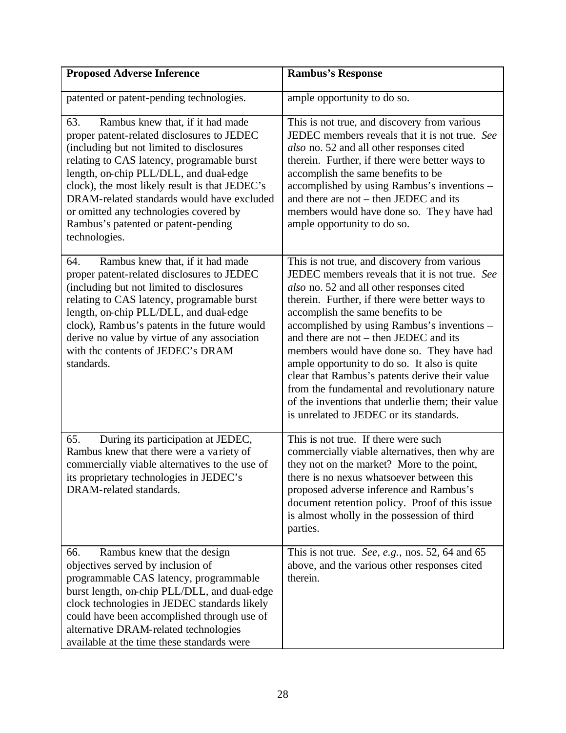| **Proposed Adverse Inference** | **Rambus's Response** |
|---|---|
| patented or patent-pending technologies. | ample opportunity to do so. |
| 63. Rambus knew that, if it had made proper patent-related disclosures to JEDEC (including but not limited to disclosures relating to CAS latency, programable burst length, on-chip PLL/DLL, and dual-edge clock), the most likely result is that JEDEC's DRAM-related standards would have excluded or omitted any technologies covered by Rambus's patented or patent-pending technologies. | This is not true, and discovery from various JEDEC members reveals that it is not true. *See also* no. 52 and all other responses cited therein. Further, if there were better ways to accomplish the same benefits to be accomplished by using Rambus's inventions – and there are not – then JEDEC and its members would have done so. They have had ample opportunity to do so. |
| 64. Rambus knew that, if it had made proper patent-related disclosures to JEDEC (including but not limited to disclosures relating to CAS latency, programable burst length, on-chip PLL/DLL, and dual-edge clock), Rambus's patents in the future would derive no value by virtue of any association with thc contents of JEDEC's DRAM standards. | This is not true, and discovery from various JEDEC members reveals that it is not true. *See also* no. 52 and all other responses cited therein. Further, if there were better ways to accomplish the same benefits to be accomplished by using Rambus's inventions – and there are not – then JEDEC and its members would have done so. They have had ample opportunity to do so. It also is quite clear that Rambus's patents derive their value from the fundamental and revolutionary nature of the inventions that underlie them; their value is unrelated to JEDEC or its standards. |
| 65. During its participation at JEDEC, Rambus knew that there were a variety of commercially viable alternatives to the use of its proprietary technologies in JEDEC's DRAM-related standards. | This is not true. If there were such commercially viable alternatives, then why are they not on the market? More to the point, there is no nexus whatsoever between this proposed adverse inference and Rambus's document retention policy. Proof of this issue is almost wholly in the possession of third parties. |
| 66. Rambus knew that the design objectives served by inclusion of programmable CAS latency, programmable burst length, on-chip PLL/DLL, and dual-edge clock technologies in JEDEC standards likely could have been accomplished through use of alternative DRAM-related technologies available at the time these standards were | This is not true. *See, e.g.,* nos. 52, 64 and 65 above, and the various other responses cited therein. |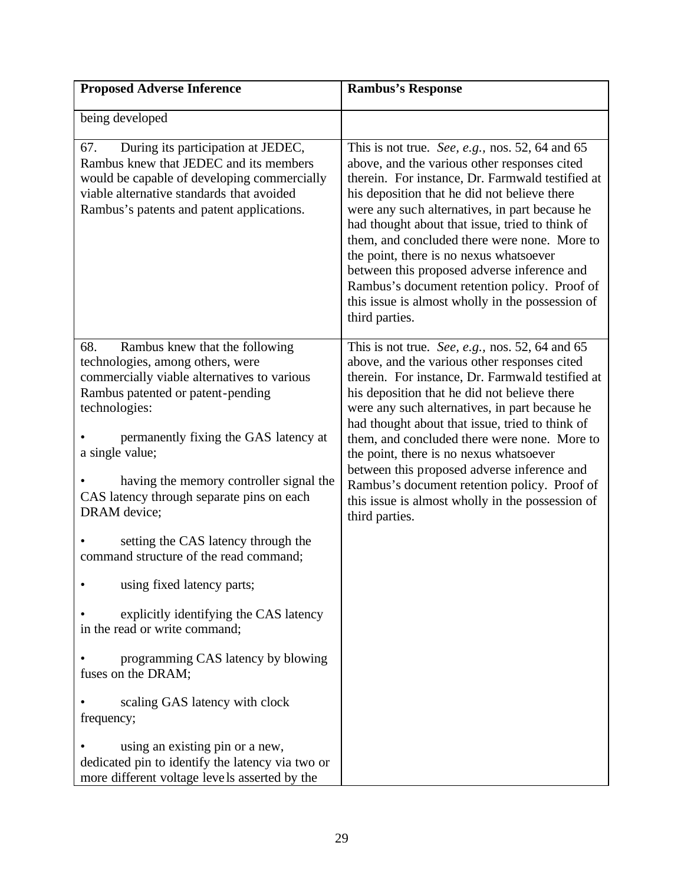| **Proposed Adverse Inference** | **Rambus's Response** |
|---|---|
| being developed | |
| 67. During its participation at JEDEC, Rambus knew that JEDEC and its members would be capable of developing commercially viable alternative standards that avoided Rambus's patents and patent applications. | This is not true. *See, e.g.,* nos. 52, 64 and 65 above, and the various other responses cited therein. For instance, Dr. Farmwald testified at his deposition that he did not believe there were any such alternatives, in part because he had thought about that issue, tried to think of them, and concluded there were none. More to the point, there is no nexus whatsoever between this proposed adverse inference and Rambus's document retention policy. Proof of this issue is almost wholly in the possession of third parties. |
| 68. Rambus knew that the following technologies, among others, were commercially viable alternatives to various Rambus patented or patent-pending technologies:<br><br>• permanently fixing the GAS latency at a single value;<br><br>• having the memory controller signal the CAS latency through separate pins on each DRAM device;<br><br>• setting the CAS latency through the command structure of the read command;<br><br>• using fixed latency parts;<br><br>• explicitly identifying the CAS latency in the read or write command;<br><br>• programming CAS latency by blowing fuses on the DRAM;<br><br>• scaling GAS latency with clock frequency;<br><br>• using an existing pin or a new, dedicated pin to identify the latency via two or more different voltage levels asserted by the | This is not true. *See, e.g.,* nos. 52, 64 and 65 above, and the various other responses cited therein. For instance, Dr. Farmwald testified at his deposition that he did not believe there were any such alternatives, in part because he had thought about that issue, tried to think of them, and concluded there were none. More to the point, there is no nexus whatsoever between this proposed adverse inference and Rambus's document retention policy. Proof of this issue is almost wholly in the possession of third parties. |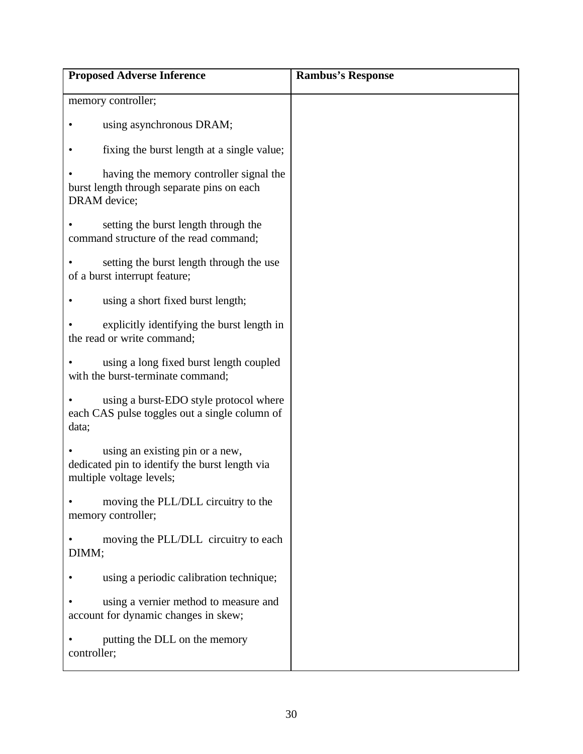| Proposed Adverse Inference | Rambus's Response |
|---|---|
| memory controller;<br><br>• using asynchronous DRAM;<br><br>• fixing the burst length at a single value;<br><br>• having the memory controller signal the burst length through separate pins on each DRAM device;<br><br>• setting the burst length through the command structure of the read command;<br><br>• setting the burst length through the use of a burst interrupt feature;<br><br>• using a short fixed burst length;<br><br>• explicitly identifying the burst length in the read or write command;<br><br>• using a long fixed burst length coupled with the burst-terminate command;<br><br>• using a burst-EDO style protocol where each CAS pulse toggles out a single column of data;<br><br>• using an existing pin or a new, dedicated pin to identify the burst length via multiple voltage levels;<br><br>• moving the PLL/DLL circuitry to the memory controller;<br><br>• moving the PLL/DLL circuitry to each DIMM;<br><br>• using a periodic calibration technique;<br><br>• using a vernier method to measure and account for dynamic changes in skew;<br><br>• putting the DLL on the memory controller; | |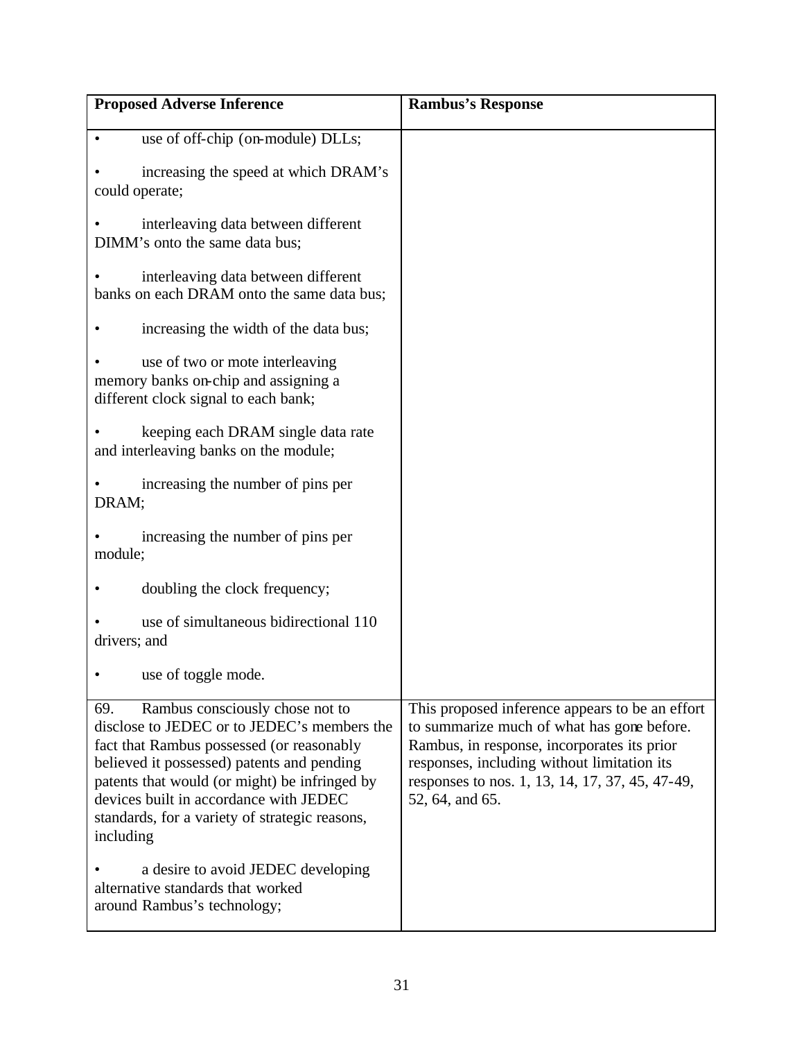| Proposed Adverse Inference | Rambus's Response |
|---|---|
| • use of off-chip (on-module) DLLs;<br><br>• increasing the speed at which DRAM's could operate;<br><br>• interleaving data between different DIMM's onto the same data bus;<br><br>• interleaving data between different banks on each DRAM onto the same data bus;<br><br>• increasing the width of the data bus;<br><br>• use of two or mote interleaving memory banks on-chip and assigning a different clock signal to each bank;<br><br>• keeping each DRAM single data rate and interleaving banks on the module;<br><br>• increasing the number of pins per DRAM;<br><br>• increasing the number of pins per module;<br><br>• doubling the clock frequency;<br><br>• use of simultaneous bidirectional 110 drivers; and<br><br>• use of toggle mode. | |
| 69. Rambus consciously chose not to disclose to JEDEC or to JEDEC's members the fact that Rambus possessed (or reasonably believed it possessed) patents and pending patents that would (or might) be infringed by devices built in accordance with JEDEC standards, for a variety of strategic reasons, including<br><br>• a desire to avoid JEDEC developing alternative standards that worked around Rambus's technology; | This proposed inference appears to be an effort to summarize much of what has gone before. Rambus, in response, incorporates its prior responses, including without limitation its responses to nos. 1, 13, 14, 17, 37, 45, 47-49, 52, 64, and 65. |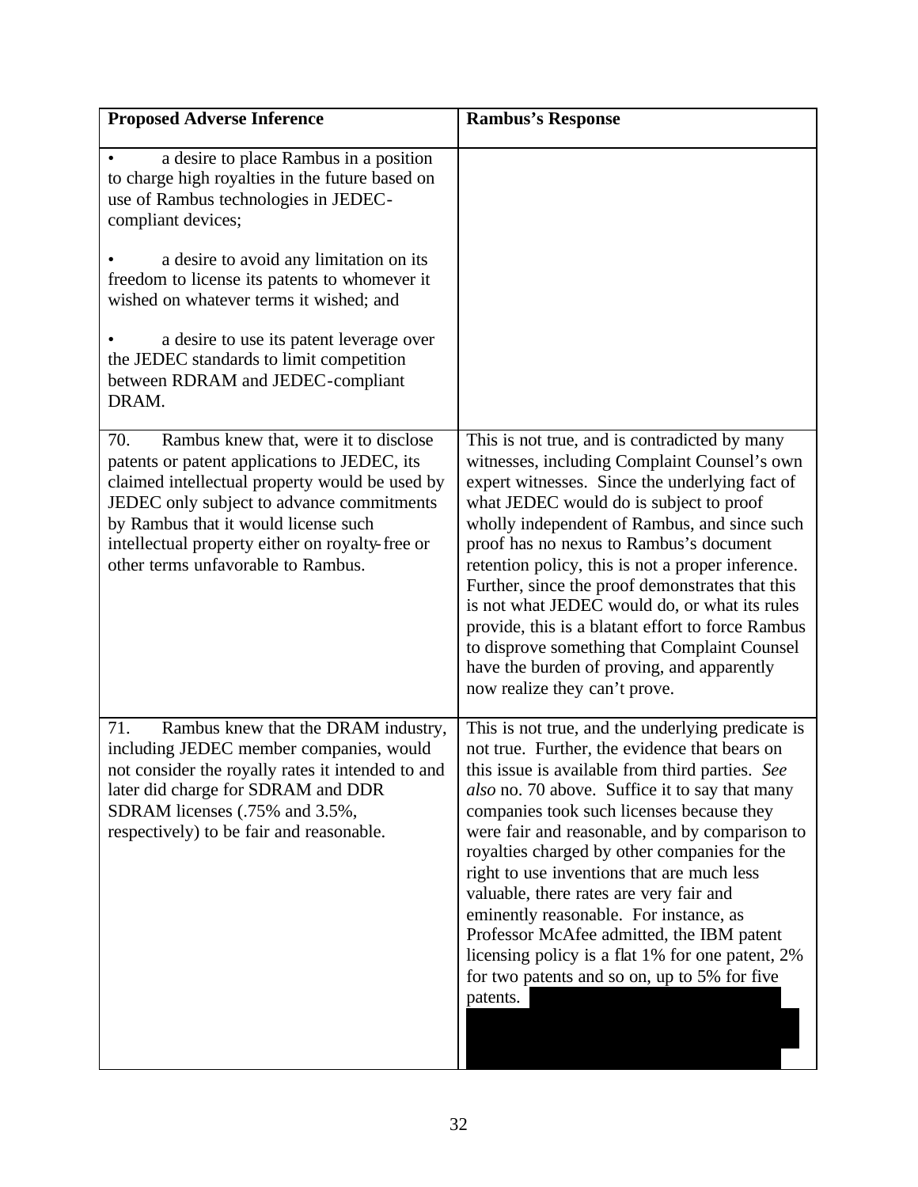| Proposed Adverse Inference | Rambus's Response |
|---|---|
| • a desire to place Rambus in a position to charge high royalties in the future based on use of Rambus technologies in JEDEC-compliant devices;<br><br>• a desire to avoid any limitation on its freedom to license its patents to whomever it wished on whatever terms it wished; and<br><br>• a desire to use its patent leverage over the JEDEC standards to limit competition between RDRAM and JEDEC-compliant DRAM. | |
| 70. Rambus knew that, were it to disclose patents or patent applications to JEDEC, its claimed intellectual property would be used by JEDEC only subject to advance commitments by Rambus that it would license such intellectual property either on royalty-free or other terms unfavorable to Rambus. | This is not true, and is contradicted by many witnesses, including Complaint Counsel's own expert witnesses. Since the underlying fact of what JEDEC would do is subject to proof wholly independent of Rambus, and since such proof has no nexus to Rambus's document retention policy, this is not a proper inference. Further, since the proof demonstrates that this is not what JEDEC would do, or what its rules provide, this is a blatant effort to force Rambus to disprove something that Complaint Counsel have the burden of proving, and apparently now realize they can't prove. |
| 71. Rambus knew that the DRAM industry, including JEDEC member companies, would not consider the royalty rates it intended to and later did charge for SDRAM and DDR SDRAM licenses (.75% and 3.5%, respectively) to be fair and reasonable. | This is not true, and the underlying predicate is not true. Further, the evidence that bears on this issue is available from third parties. *See also* no. 70 above. Suffice it to say that many companies took such licenses because they were fair and reasonable, and by comparison to royalties charged by other companies for the right to use inventions that are much less valuable, there rates are very fair and eminently reasonable. For instance, as Professor McAfee admitted, the IBM patent licensing policy is a flat 1% for one patent, 2% for two patents and so on, up to 5% for five patents. |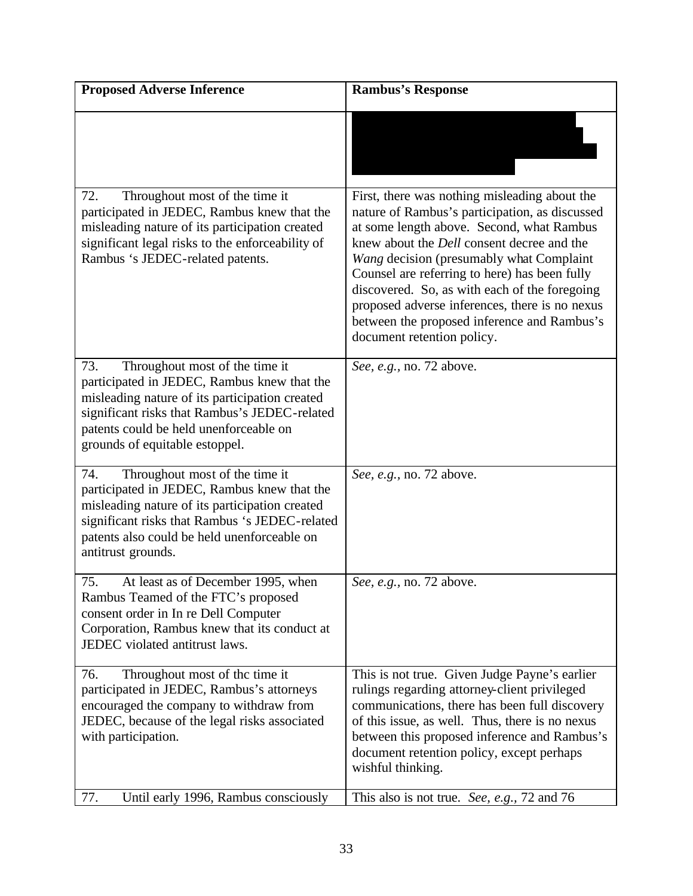| Proposed Adverse Inference | Rambus's Response |
|---|---|
| | |
| 72. Throughout most of the time it participated in JEDEC, Rambus knew that the misleading nature of its participation created significant legal risks to the enforceability of Rambus 's JEDEC-related patents. | First, there was nothing misleading about the nature of Rambus's participation, as discussed at some length above. Second, what Rambus knew about the *Dell* consent decree and the *Wang* decision (presumably what Complaint Counsel are referring to here) has been fully discovered. So, as with each of the foregoing proposed adverse inferences, there is no nexus between the proposed inference and Rambus's document retention policy. |
| 73. Throughout most of the time it participated in JEDEC, Rambus knew that the misleading nature of its participation created significant risks that Rambus's JEDEC-related patents could be held unenforceable on grounds of equitable estoppel. | *See, e.g.*, no. 72 above. |
| 74. Throughout most of the time it participated in JEDEC, Rambus knew that the misleading nature of its participation created significant risks that Rambus 's JEDEC-related patents also could be held unenforceable on antitrust grounds. | *See, e.g.*, no. 72 above. |
| 75. At least as of December 1995, when Rambus Teamed of the FTC's proposed consent order in In re Dell Computer Corporation, Rambus knew that its conduct at JEDEC violated antitrust laws. | *See, e.g.*, no. 72 above. |
| 76. Throughout most of thc time it participated in JEDEC, Rambus's attorneys encouraged the company to withdraw from JEDEC, because of the legal risks associated with participation. | This is not true. Given Judge Payne's earlier rulings regarding attorney-client privileged communications, there has been full discovery of this issue, as well. Thus, there is no nexus between this proposed inference and Rambus's document retention policy, except perhaps wishful thinking. |
| 77. Until early 1996, Rambus consciously | This also is not true. *See, e.g.*, 72 and 76 |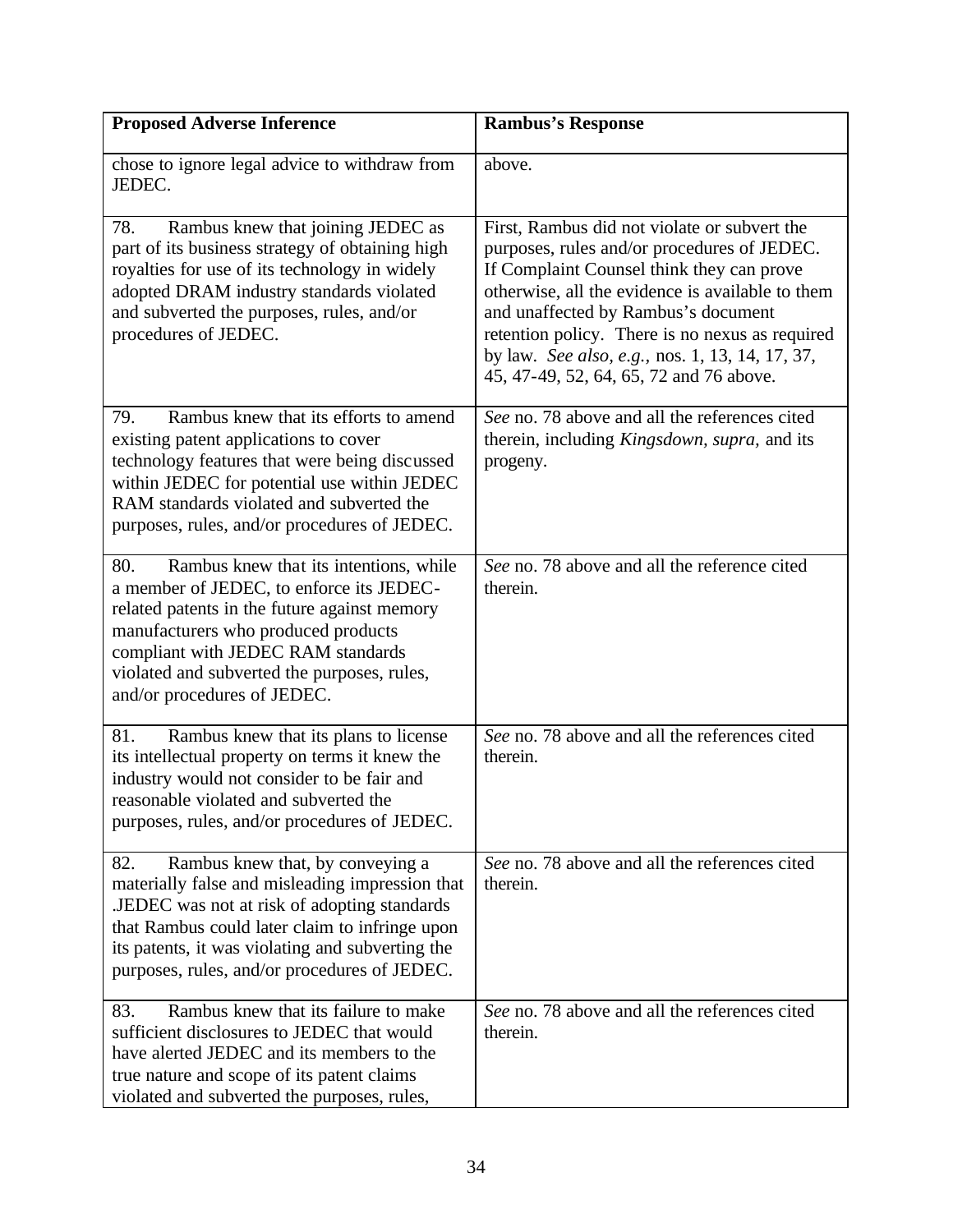| Proposed Adverse Inference | Rambus's Response |
|---|---|
| chose to ignore legal advice to withdraw from JEDEC. | above. |
| 78. Rambus knew that joining JEDEC as part of its business strategy of obtaining high royalties for use of its technology in widely adopted DRAM industry standards violated and subverted the purposes, rules, and/or procedures of JEDEC. | First, Rambus did not violate or subvert the purposes, rules and/or procedures of JEDEC. If Complaint Counsel think they can prove otherwise, all the evidence is available to them and unaffected by Rambus's document retention policy. There is no nexus as required by law. *See also, e.g.,* nos. 1, 13, 14, 17, 37, 45, 47-49, 52, 64, 65, 72 and 76 above. |
| 79. Rambus knew that its efforts to amend existing patent applications to cover technology features that were being discussed within JEDEC for potential use within JEDEC RAM standards violated and subverted the purposes, rules, and/or procedures of JEDEC. | *See* no. 78 above and all the references cited therein, including *Kingsdown, supra,* and its progeny. |
| 80. Rambus knew that its intentions, while a member of JEDEC, to enforce its JEDEC-related patents in the future against memory manufacturers who produced products compliant with JEDEC RAM standards violated and subverted the purposes, rules, and/or procedures of JEDEC. | *See* no. 78 above and all the reference cited therein. |
| 81. Rambus knew that its plans to license its intellectual property on terms it knew the industry would not consider to be fair and reasonable violated and subverted the purposes, rules, and/or procedures of JEDEC. | *See* no. 78 above and all the references cited therein. |
| 82. Rambus knew that, by conveying a materially false and misleading impression that .JEDEC was not at risk of adopting standards that Rambus could later claim to infringe upon its patents, it was violating and subverting the purposes, rules, and/or procedures of JEDEC. | *See* no. 78 above and all the references cited therein. |
| 83. Rambus knew that its failure to make sufficient disclosures to JEDEC that would have alerted JEDEC and its members to the true nature and scope of its patent claims violated and subverted the purposes, rules, | *See* no. 78 above and all the references cited therein. |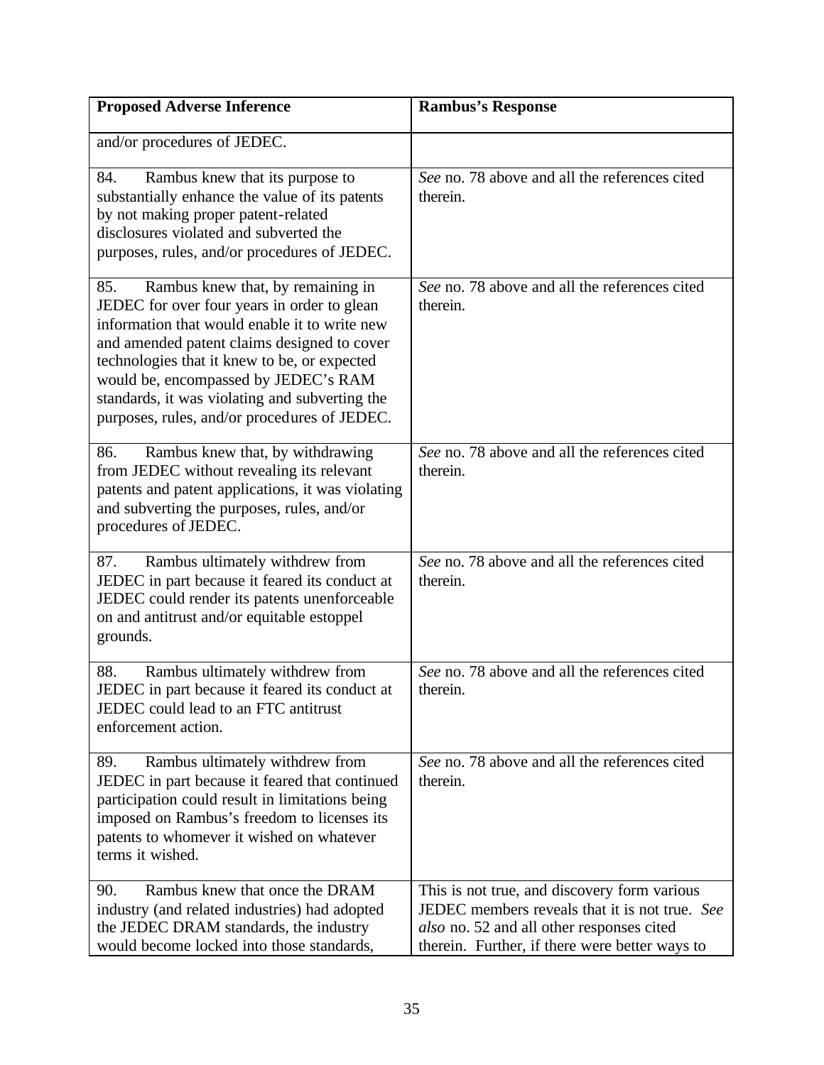| Proposed Adverse Inference | Rambus's Response |
|---|---|
| and/or procedures of JEDEC. | |
| 84. Rambus knew that its purpose to substantially enhance the value of its patents by not making proper patent-related disclosures violated and subverted the purposes, rules, and/or procedures of JEDEC. | *See* no. 78 above and all the references cited therein. |
| 85. Rambus knew that, by remaining in JEDEC for over four years in order to glean information that would enable it to write new and amended patent claims designed to cover technologies that it knew to be, or expected would be, encompassed by JEDEC's RAM standards, it was violating and subverting the purposes, rules, and/or procedures of JEDEC. | *See* no. 78 above and all the references cited therein. |
| 86. Rambus knew that, by withdrawing from JEDEC without revealing its relevant patents and patent applications, it was violating and subverting the purposes, rules, and/or procedures of JEDEC. | *See* no. 78 above and all the references cited therein. |
| 87. Rambus ultimately withdrew from JEDEC in part because it feared its conduct at JEDEC could render its patents unenforceable on and antitrust and/or equitable estoppel grounds. | *See* no. 78 above and all the references cited therein. |
| 88. Rambus ultimately withdrew from JEDEC in part because it feared its conduct at JEDEC could lead to an FTC antitrust enforcement action. | *See* no. 78 above and all the references cited therein. |
| 89. Rambus ultimately withdrew from JEDEC in part because it feared that continued participation could result in limitations being imposed on Rambus's freedom to licenses its patents to whomever it wished on whatever terms it wished. | *See* no. 78 above and all the references cited therein. |
| 90. Rambus knew that once the DRAM industry (and related industries) had adopted the JEDEC DRAM standards, the industry would become locked into those standards, | This is not true, and discovery form various JEDEC members reveals that it is not true. *See also* no. 52 and all other responses cited therein. Further, if there were better ways to |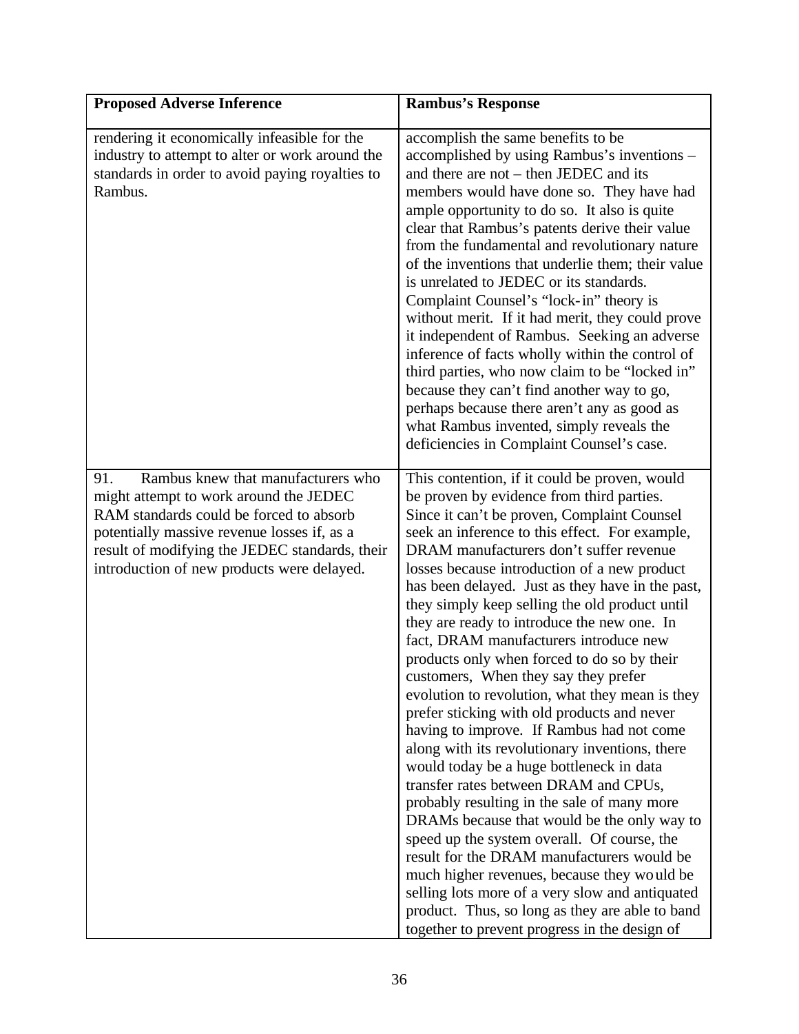| Proposed Adverse Inference | Rambus's Response |
| --- | --- |
| rendering it economically infeasible for the industry to attempt to alter or work around the standards in order to avoid paying royalties to Rambus. | accomplish the same benefits to be accomplished by using Rambus's inventions – and there are not – then JEDEC and its members would have done so. They have had ample opportunity to do so. It also is quite clear that Rambus's patents derive their value from the fundamental and revolutionary nature of the inventions that underlie them; their value is unrelated to JEDEC or its standards. Complaint Counsel's "lock-in" theory is without merit. If it had merit, they could prove it independent of Rambus. Seeking an adverse inference of facts wholly within the control of third parties, who now claim to be "locked in" because they can't find another way to go, perhaps because there aren't any as good as what Rambus invented, simply reveals the deficiencies in Complaint Counsel's case. |
| 91. Rambus knew that manufacturers who might attempt to work around the JEDEC RAM standards could be forced to absorb potentially massive revenue losses if, as a result of modifying the JEDEC standards, their introduction of new products were delayed. | This contention, if it could be proven, would be proven by evidence from third parties. Since it can't be proven, Complaint Counsel seek an inference to this effect. For example, DRAM manufacturers don't suffer revenue losses because introduction of a new product has been delayed. Just as they have in the past, they simply keep selling the old product until they are ready to introduce the new one. In fact, DRAM manufacturers introduce new products only when forced to do so by their customers, When they say they prefer evolution to revolution, what they mean is they prefer sticking with old products and never having to improve. If Rambus had not come along with its revolutionary inventions, there would today be a huge bottleneck in data transfer rates between DRAM and CPUs, probably resulting in the sale of many more DRAMs because that would be the only way to speed up the system overall. Of course, the result for the DRAM manufacturers would be much higher revenues, because they would be selling lots more of a very slow and antiquated product. Thus, so long as they are able to band together to prevent progress in the design of |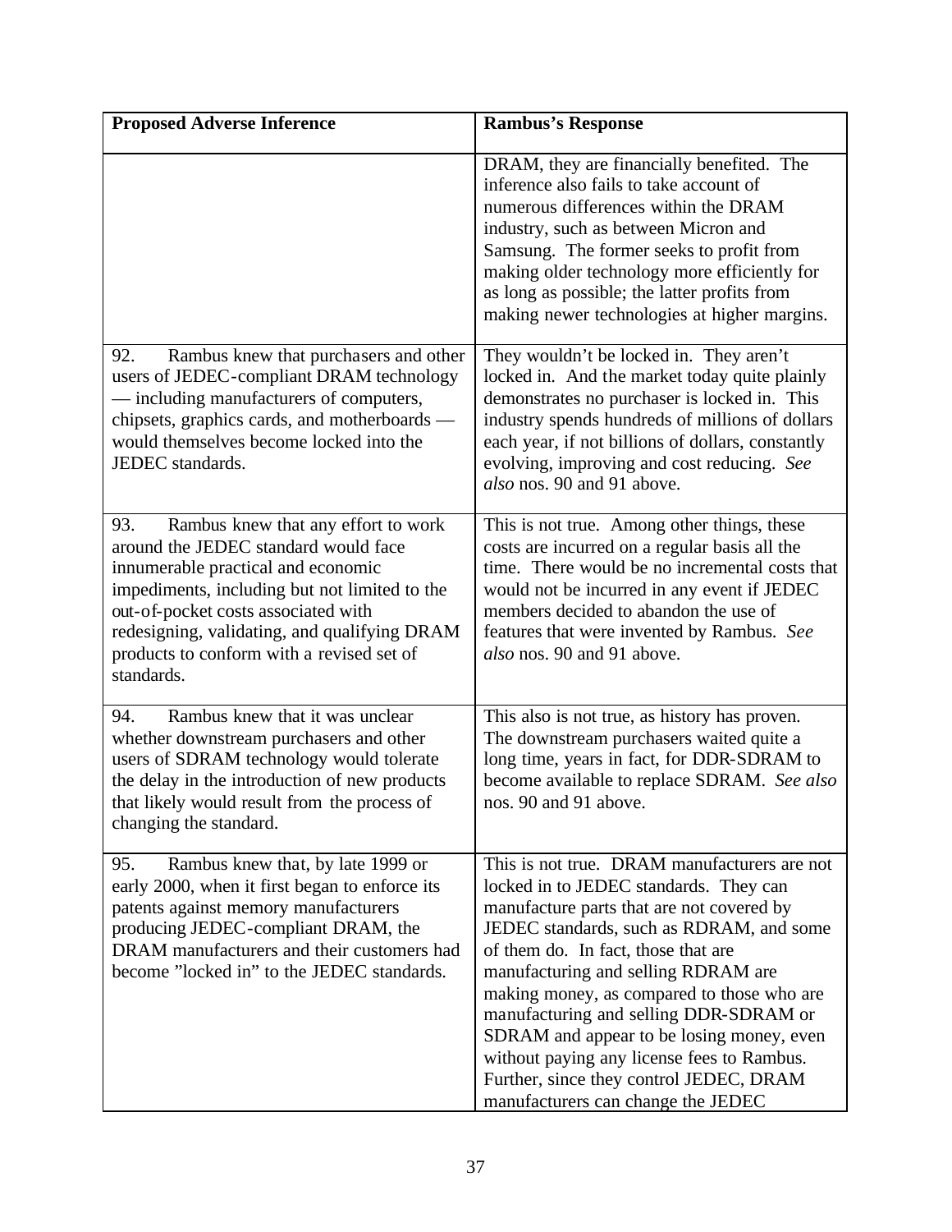| Proposed Adverse Inference | Rambus's Response |
|---|---|
| | DRAM, they are financially benefited. The inference also fails to take account of numerous differences within the DRAM industry, such as between Micron and Samsung. The former seeks to profit from making older technology more efficiently for as long as possible; the latter profits from making newer technologies at higher margins. |
| 92. Rambus knew that purchasers and other users of JEDEC-compliant DRAM technology — including manufacturers of computers, chipsets, graphics cards, and motherboards — would themselves become locked into the JEDEC standards. | They wouldn't be locked in. They aren't locked in. And the market today quite plainly demonstrates no purchaser is locked in. This industry spends hundreds of millions of dollars each year, if not billions of dollars, constantly evolving, improving and cost reducing. *See also* nos. 90 and 91 above. |
| 93. Rambus knew that any effort to work around the JEDEC standard would face innumerable practical and economic impediments, including but not limited to the out-of-pocket costs associated with redesigning, validating, and qualifying DRAM products to conform with a revised set of standards. | This is not true. Among other things, these costs are incurred on a regular basis all the time. There would be no incremental costs that would not be incurred in any event if JEDEC members decided to abandon the use of features that were invented by Rambus. *See also* nos. 90 and 91 above. |
| 94. Rambus knew that it was unclear whether downstream purchasers and other users of SDRAM technology would tolerate the delay in the introduction of new products that likely would result from the process of changing the standard. | This also is not true, as history has proven. The downstream purchasers waited quite a long time, years in fact, for DDR-SDRAM to become available to replace SDRAM. *See also* nos. 90 and 91 above. |
| 95. Rambus knew that, by late 1999 or early 2000, when it first began to enforce its patents against memory manufacturers producing JEDEC-compliant DRAM, the DRAM manufacturers and their customers had become "locked in" to the JEDEC standards. | This is not true. DRAM manufacturers are not locked in to JEDEC standards. They can manufacture parts that are not covered by JEDEC standards, such as RDRAM, and some of them do. In fact, those that are manufacturing and selling RDRAM are making money, as compared to those who are manufacturing and selling DDR-SDRAM or SDRAM and appear to be losing money, even without paying any license fees to Rambus. Further, since they control JEDEC, DRAM manufacturers can change the JEDEC |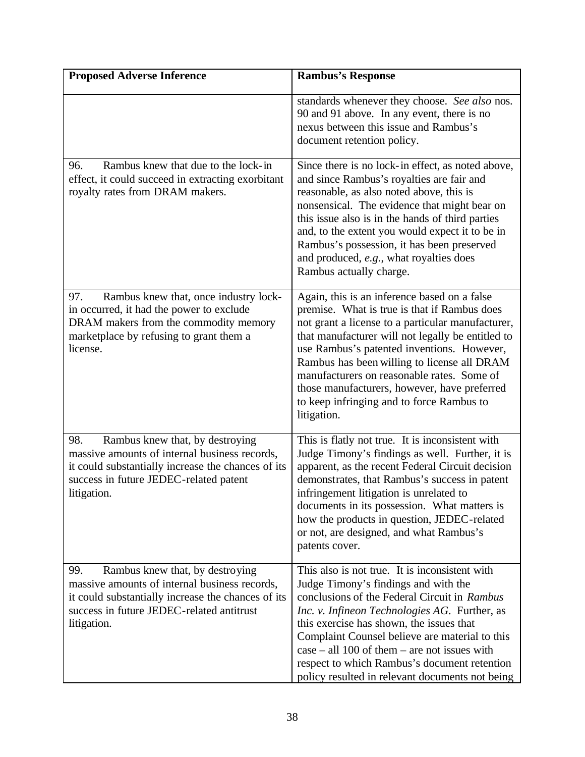| Proposed Adverse Inference | Rambus's Response |
| --- | --- |
| | standards whenever they choose. *See also* nos. 90 and 91 above. In any event, there is no nexus between this issue and Rambus's document retention policy. |
| 96. Rambus knew that due to the lock-in effect, it could succeed in extracting exorbitant royalty rates from DRAM makers. | Since there is no lock-in effect, as noted above, and since Rambus's royalties are fair and reasonable, as also noted above, this is nonsensical. The evidence that might bear on this issue also is in the hands of third parties and, to the extent you would expect it to be in Rambus's possession, it has been preserved and produced, *e.g.*, what royalties does Rambus actually charge. |
| 97. Rambus knew that, once industry lock-in occurred, it had the power to exclude DRAM makers from the commodity memory marketplace by refusing to grant them a license. | Again, this is an inference based on a false premise. What is true is that if Rambus does not grant a license to a particular manufacturer, that manufacturer will not legally be entitled to use Rambus's patented inventions. However, Rambus has been willing to license all DRAM manufacturers on reasonable rates. Some of those manufacturers, however, have preferred to keep infringing and to force Rambus to litigation. |
| 98. Rambus knew that, by destroying massive amounts of internal business records, it could substantially increase the chances of its success in future JEDEC-related patent litigation. | This is flatly not true. It is inconsistent with Judge Timony's findings as well. Further, it is apparent, as the recent Federal Circuit decision demonstrates, that Rambus's success in patent infringement litigation is unrelated to documents in its possession. What matters is how the products in question, JEDEC-related or not, are designed, and what Rambus's patents cover. |
| 99. Rambus knew that, by destroying massive amounts of internal business records, it could substantially increase the chances of its success in future JEDEC-related antitrust litigation. | This also is not true. It is inconsistent with Judge Timony's findings and with the conclusions of the Federal Circuit in *Rambus Inc. v. Infineon Technologies AG*. Further, as this exercise has shown, the issues that Complaint Counsel believe are material to this case – all 100 of them – are not issues with respect to which Rambus's document retention policy resulted in relevant documents not being |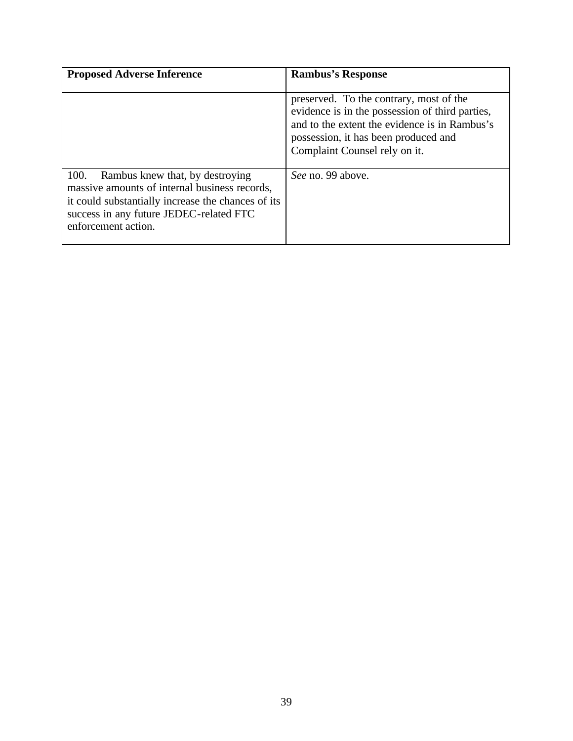| Proposed Adverse Inference | Rambus's Response |
|---|---|
| | preserved. To the contrary, most of the evidence is in the possession of third parties, and to the extent the evidence is in Rambus's possession, it has been produced and Complaint Counsel rely on it. |
| 100. Rambus knew that, by destroying massive amounts of internal business records, it could substantially increase the chances of its success in any future JEDEC-related FTC enforcement action. | *See* no. 99 above. |